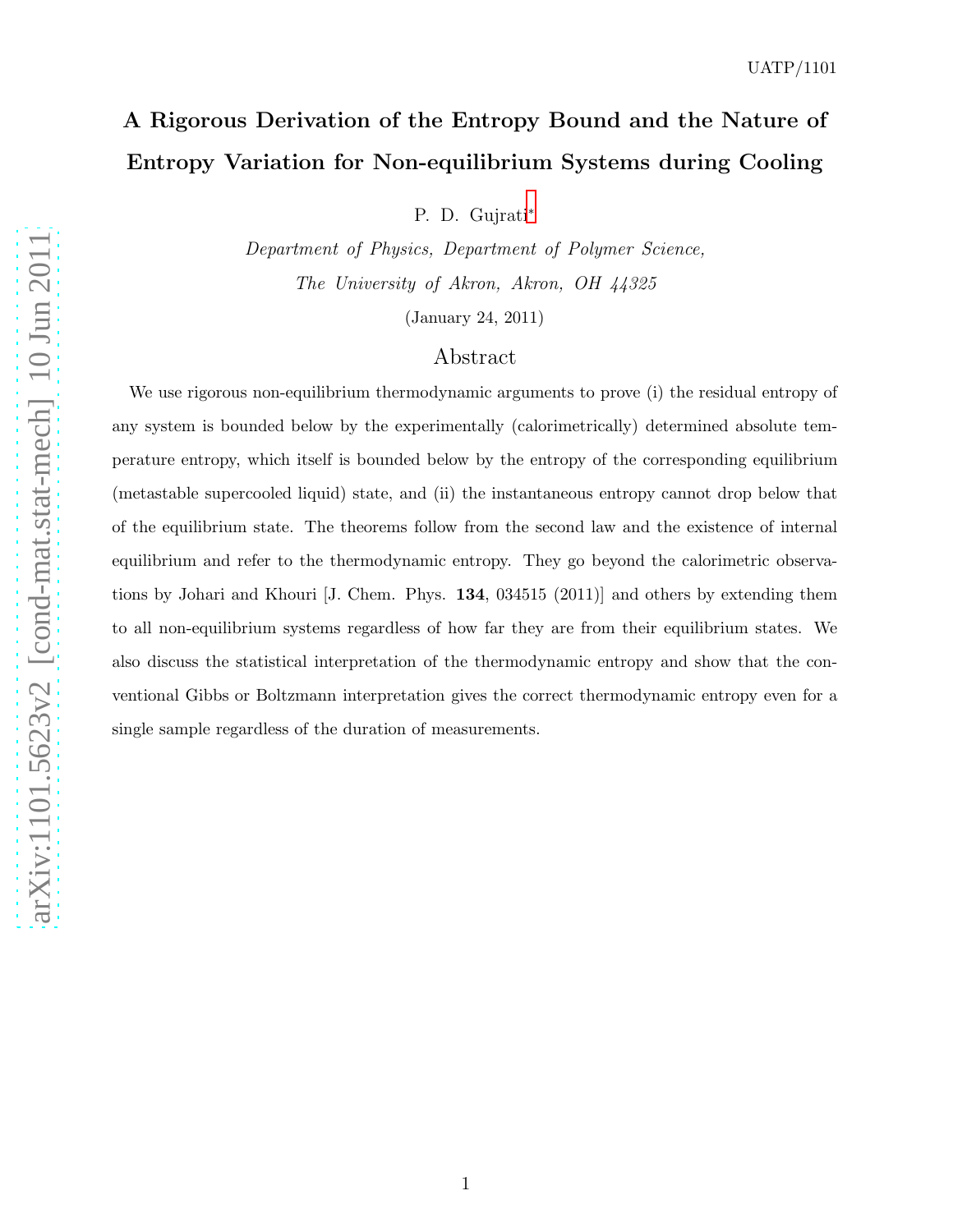UATP/1101

# A Rigorous Derivation of the Entropy Bound and the Nature of Entropy Variation for Non-equilibrium Systems during Cooling

P. D. Gujrati*

*Department of Physics, Department of Polymer Science,*
*The University of Akron, Akron, OH 44325*

(January 24, 2011)

## Abstract

We use rigorous non-equilibrium thermodynamic arguments to prove (i) the residual entropy of any system is bounded below by the experimentally (calorimetrically) determined absolute temperature entropy, which itself is bounded below by the entropy of the corresponding equilibrium (metastable supercooled liquid) state, and (ii) the instantaneous entropy cannot drop below that of the equilibrium state. The theorems follow from the second law and the existence of internal equilibrium and refer to the thermodynamic entropy. They go beyond the calorimetric observations by Johari and Khouri [J. Chem. Phys. **134**, 034515 (2011)] and others by extending them to all non-equilibrium systems regardless of how far they are from their equilibrium states. We also discuss the statistical interpretation of the thermodynamic entropy and show that the conventional Gibbs or Boltzmann interpretation gives the correct thermodynamic entropy even for a single sample regardless of the duration of measurements.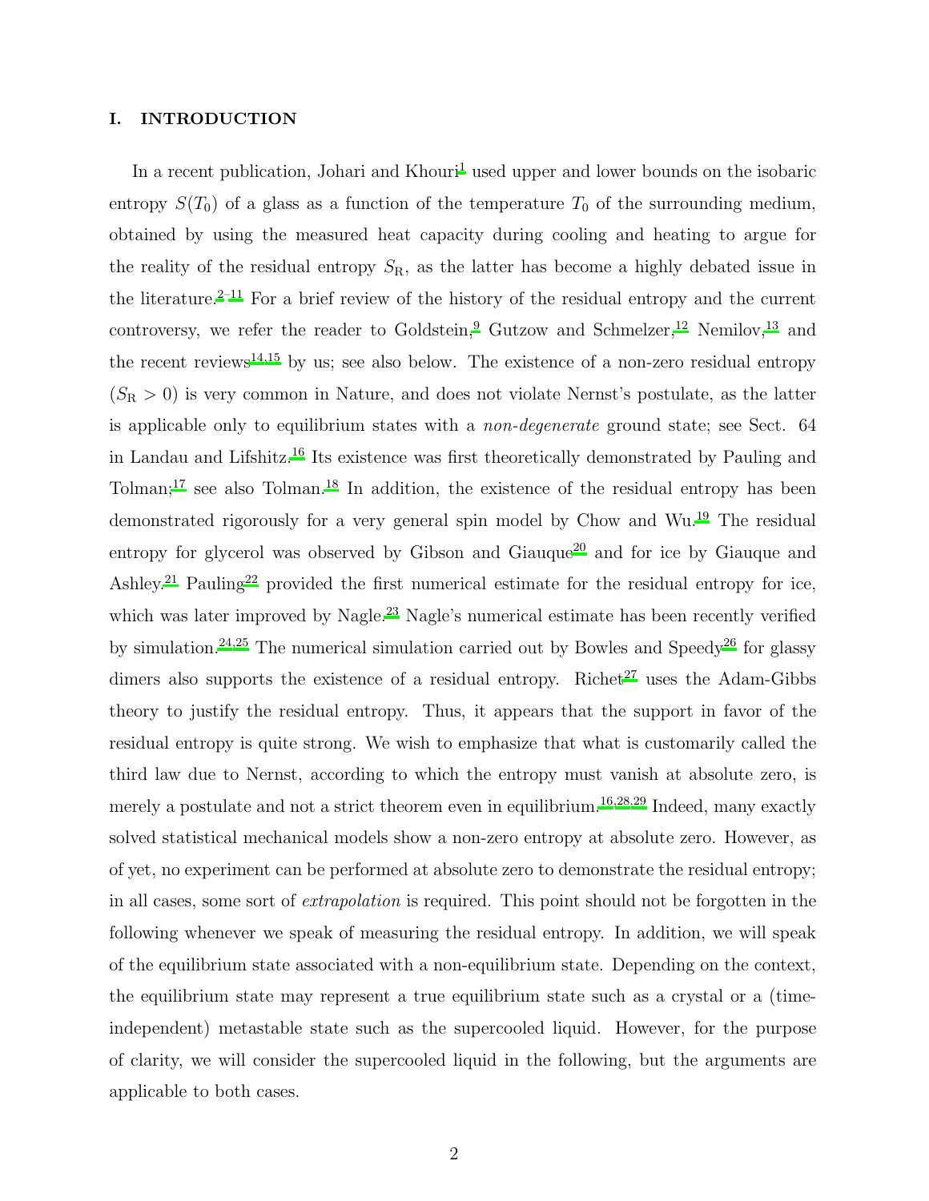## I. INTRODUCTION

In a recent publication, Johari and Khouri[1] used upper and lower bounds on the isobaric entropy $S(T_0)$ of a glass as a function of the temperature $T_0$ of the surrounding medium, obtained by using the measured heat capacity during cooling and heating to argue for the reality of the residual entropy $S_{\mathrm{R}}$, as the latter has become a highly debated issue in the literature.[2–11] For a brief review of the history of the residual entropy and the current controversy, we refer the reader to Goldstein,[9] Gutzow and Schmelzer,[12] Nemilov,[13] and the recent reviews[14,15] by us; see also below. The existence of a non-zero residual entropy ($S_{\mathrm{R}} > 0$) is very common in Nature, and does not violate Nernst's postulate, as the latter is applicable only to equilibrium states with a *non-degenerate* ground state; see Sect. 64 in Landau and Lifshitz.[16] Its existence was first theoretically demonstrated by Pauling and Tolman;[17] see also Tolman.[18] In addition, the existence of the residual entropy has been demonstrated rigorously for a very general spin model by Chow and Wu.[19] The residual entropy for glycerol was observed by Gibson and Giauque[20] and for ice by Giauque and Ashley.[21] Pauling[22] provided the first numerical estimate for the residual entropy for ice, which was later improved by Nagle.[23] Nagle's numerical estimate has been recently verified by simulation.[24,25] The numerical simulation carried out by Bowles and Speedy[26] for glassy dimers also supports the existence of a residual entropy. Richet[27] uses the Adam-Gibbs theory to justify the residual entropy. Thus, it appears that the support in favor of the residual entropy is quite strong. We wish to emphasize that what is customarily called the third law due to Nernst, according to which the entropy must vanish at absolute zero, is merely a postulate and not a strict theorem even in equilibrium.[16,28,29] Indeed, many exactly solved statistical mechanical models show a non-zero entropy at absolute zero. However, as of yet, no experiment can be performed at absolute zero to demonstrate the residual entropy; in all cases, some sort of *extrapolation* is required. This point should not be forgotten in the following whenever we speak of measuring the residual entropy. In addition, we will speak of the equilibrium state associated with a non-equilibrium state. Depending on the context, the equilibrium state may represent a true equilibrium state such as a crystal or a (time-independent) metastable state such as the supercooled liquid. However, for the purpose of clarity, we will consider the supercooled liquid in the following, but the arguments are applicable to both cases.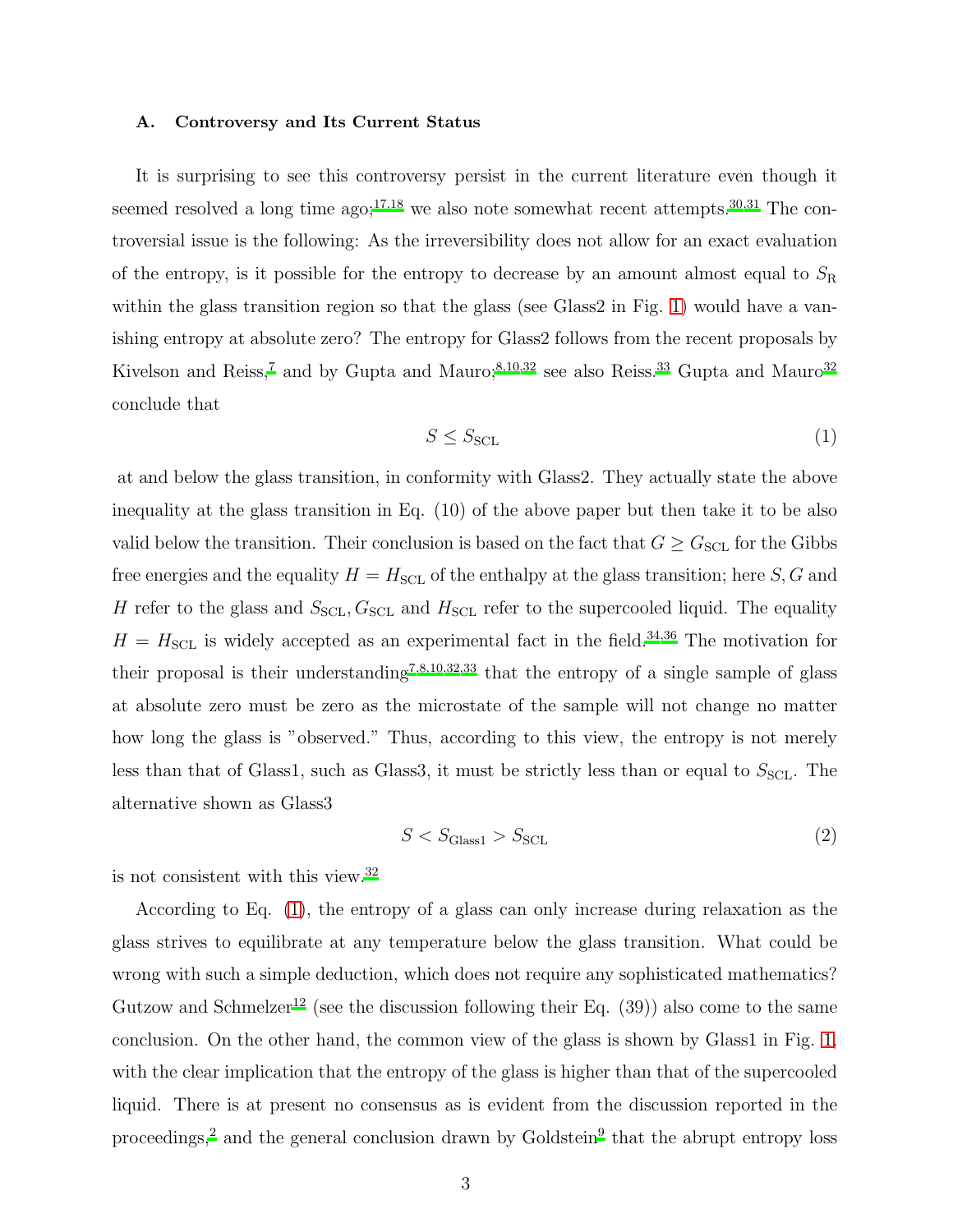### A. Controversy and Its Current Status

It is surprising to see this controversy persist in the current literature even though it seemed resolved a long time ago;[17,18] we also note somewhat recent attempts.[30,31] The controversial issue is the following: As the irreversibility does not allow for an exact evaluation of the entropy, is it possible for the entropy to decrease by an amount almost equal to $S_{\mathrm{R}}$ within the glass transition region so that the glass (see Glass2 in Fig. 1) would have a vanishing entropy at absolute zero? The entropy for Glass2 follows from the recent proposals by Kivelson and Reiss,[7] and by Gupta and Mauro;[8,10,32] see also Reiss.[33] Gupta and Mauro[32] conclude that

$$S \leq S_{\mathrm{SCL}} \tag{1}$$

at and below the glass transition, in conformity with Glass2. They actually state the above inequality at the glass transition in Eq. (10) of the above paper but then take it to be also valid below the transition. Their conclusion is based on the fact that $G \geq G_{\mathrm{SCL}}$ for the Gibbs free energies and the equality $H = H_{\mathrm{SCL}}$ of the enthalpy at the glass transition; here $S, G$ and $H$ refer to the glass and $S_{\mathrm{SCL}}, G_{\mathrm{SCL}}$ and $H_{\mathrm{SCL}}$ refer to the supercooled liquid. The equality $H = H_{\mathrm{SCL}}$ is widely accepted as an experimental fact in the field.[34,36] The motivation for their proposal is their understanding[7,8,10,32,33] that the entropy of a single sample of glass at absolute zero must be zero as the microstate of the sample will not change no matter how long the glass is "observed." Thus, according to this view, the entropy is not merely less than that of Glass1, such as Glass3, it must be strictly less than or equal to $S_{\mathrm{SCL}}$. The alternative shown as Glass3

$$S < S_{\mathrm{Glass1}} > S_{\mathrm{SCL}} \tag{2}$$

is not consistent with this view.[32]

According to Eq. (1), the entropy of a glass can only increase during relaxation as the glass strives to equilibrate at any temperature below the glass transition. What could be wrong with such a simple deduction, which does not require any sophisticated mathematics? Gutzow and Schmelzer[12] (see the discussion following their Eq. (39)) also come to the same conclusion. On the other hand, the common view of the glass is shown by Glass1 in Fig. 1, with the clear implication that the entropy of the glass is higher than that of the supercooled liquid. There is at present no consensus as is evident from the discussion reported in the proceedings,[2] and the general conclusion drawn by Goldstein[9] that the abrupt entropy loss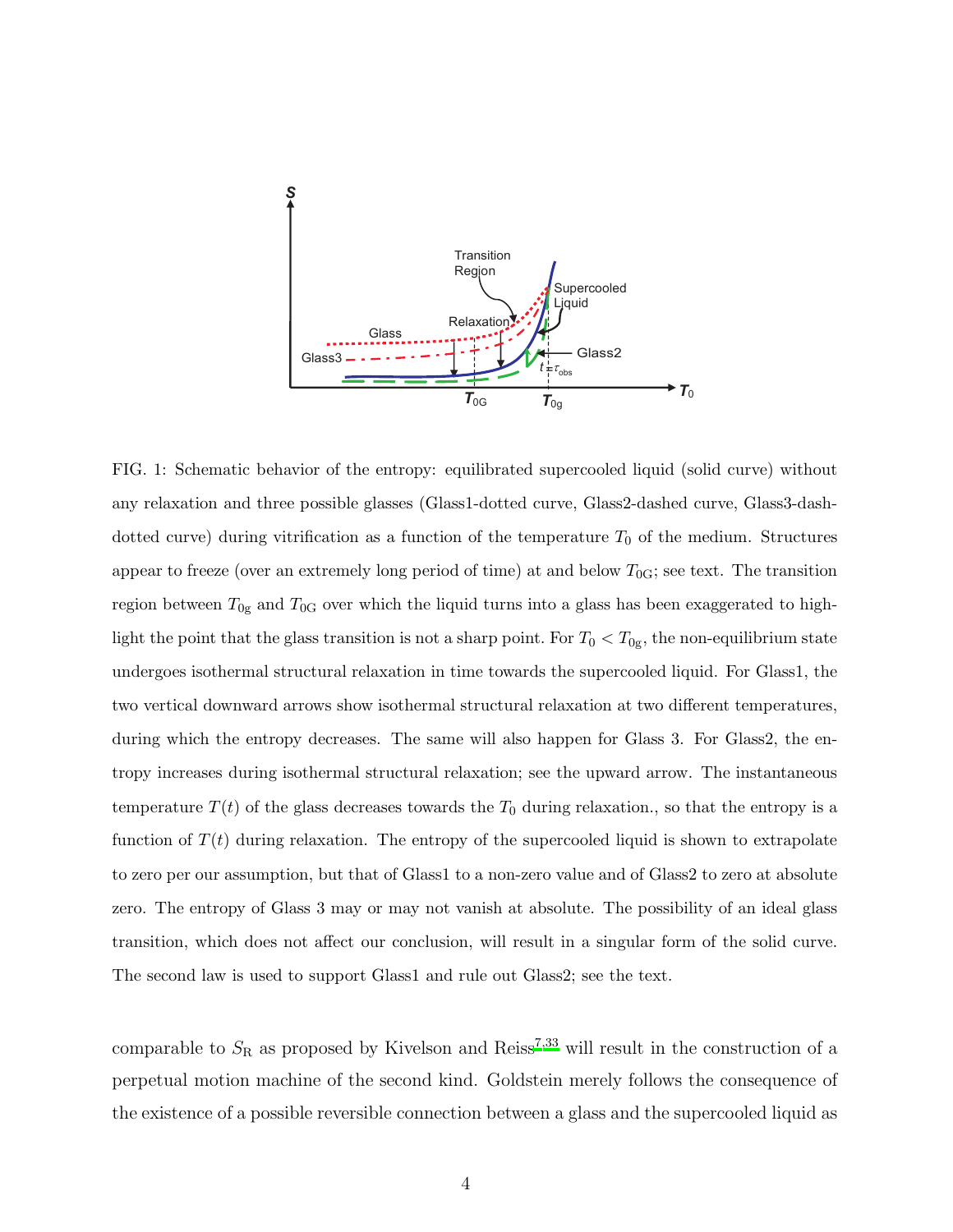FIG. 1: Schematic behavior of the entropy: equilibrated supercooled liquid (solid curve) without any relaxation and three possible glasses (Glass1-dotted curve, Glass2-dashed curve, Glass3-dash-dotted curve) during vitrification as a function of the temperature $T_0$ of the medium. Structures appear to freeze (over an extremely long period of time) at and below $T_{0\mathrm{G}}$; see text. The transition region between $T_{0\mathrm{g}}$ and $T_{0\mathrm{G}}$ over which the liquid turns into a glass has been exaggerated to highlight the point that the glass transition is not a sharp point. For $T_0 < T_{0\mathrm{g}}$, the non-equilibrium state undergoes isothermal structural relaxation in time towards the supercooled liquid. For Glass1, the two vertical downward arrows show isothermal structural relaxation at two different temperatures, during which the entropy decreases. The same will also happen for Glass 3. For Glass2, the entropy increases during isothermal structural relaxation; see the upward arrow. The instantaneous temperature $T(t)$ of the glass decreases towards the $T_0$ during relaxation., so that the entropy is a function of $T(t)$ during relaxation. The entropy of the supercooled liquid is shown to extrapolate to zero per our assumption, but that of Glass1 to a non-zero value and of Glass2 to zero at absolute zero. The entropy of Glass 3 may or may not vanish at absolute. The possibility of an ideal glass transition, which does not affect our conclusion, will result in a singular form of the solid curve. The second law is used to support Glass1 and rule out Glass2; see the text.

comparable to $S_{\mathrm{R}}$ as proposed by Kivelson and Reiss[7,33] will result in the construction of a perpetual motion machine of the second kind. Goldstein merely follows the consequence of the existence of a possible reversible connection between a glass and the supercooled liquid as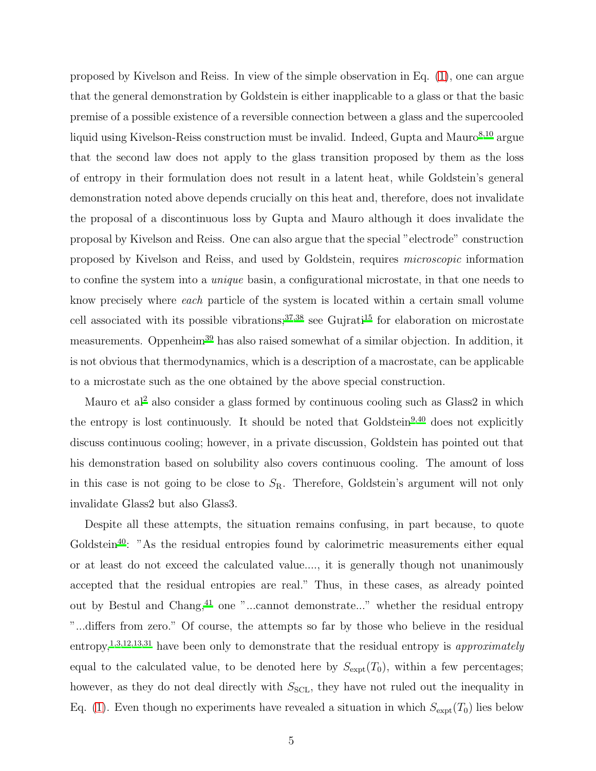proposed by Kivelson and Reiss. In view of the simple observation in Eq. (1), one can argue that the general demonstration by Goldstein is either inapplicable to a glass or that the basic premise of a possible existence of a reversible connection between a glass and the supercooled liquid using Kivelson-Reiss construction must be invalid. Indeed, Gupta and Mauro[8,10] argue that the second law does not apply to the glass transition proposed by them as the loss of entropy in their formulation does not result in a latent heat, while Goldstein's general demonstration noted above depends crucially on this heat and, therefore, does not invalidate the proposal of a discontinuous loss by Gupta and Mauro although it does invalidate the proposal by Kivelson and Reiss. One can also argue that the special "electrode" construction proposed by Kivelson and Reiss, and used by Goldstein, requires *microscopic* information to confine the system into a *unique* basin, a configurational microstate, in that one needs to know precisely where *each* particle of the system is located within a certain small volume cell associated with its possible vibrations;[37,38] see Gujrati[15] for elaboration on microstate measurements. Oppenheim[39] has also raised somewhat of a similar objection. In addition, it is not obvious that thermodynamics, which is a description of a macrostate, can be applicable to a microstate such as the one obtained by the above special construction.

Mauro et al[2] also consider a glass formed by continuous cooling such as Glass2 in which the entropy is lost continuously. It should be noted that Goldstein[9,40] does not explicitly discuss continuous cooling; however, in a private discussion, Goldstein has pointed out that his demonstration based on solubility also covers continuous cooling. The amount of loss in this case is not going to be close to $S_{\mathrm{R}}$. Therefore, Goldstein's argument will not only invalidate Glass2 but also Glass3.

Despite all these attempts, the situation remains confusing, in part because, to quote Goldstein[40]: "As the residual entropies found by calorimetric measurements either equal or at least do not exceed the calculated value...., it is generally though not unanimously accepted that the residual entropies are real." Thus, in these cases, as already pointed out by Bestul and Chang,[41] one "...cannot demonstrate..." whether the residual entropy "...differs from zero." Of course, the attempts so far by those who believe in the residual entropy,[1,3,12,13,31] have been only to demonstrate that the residual entropy is *approximately* equal to the calculated value, to be denoted here by $S_{\mathrm{expt}}(T_0)$, within a few percentages; however, as they do not deal directly with $S_{\mathrm{SCL}}$, they have not ruled out the inequality in Eq. (1). Even though no experiments have revealed a situation in which $S_{\mathrm{expt}}(T_0)$ lies below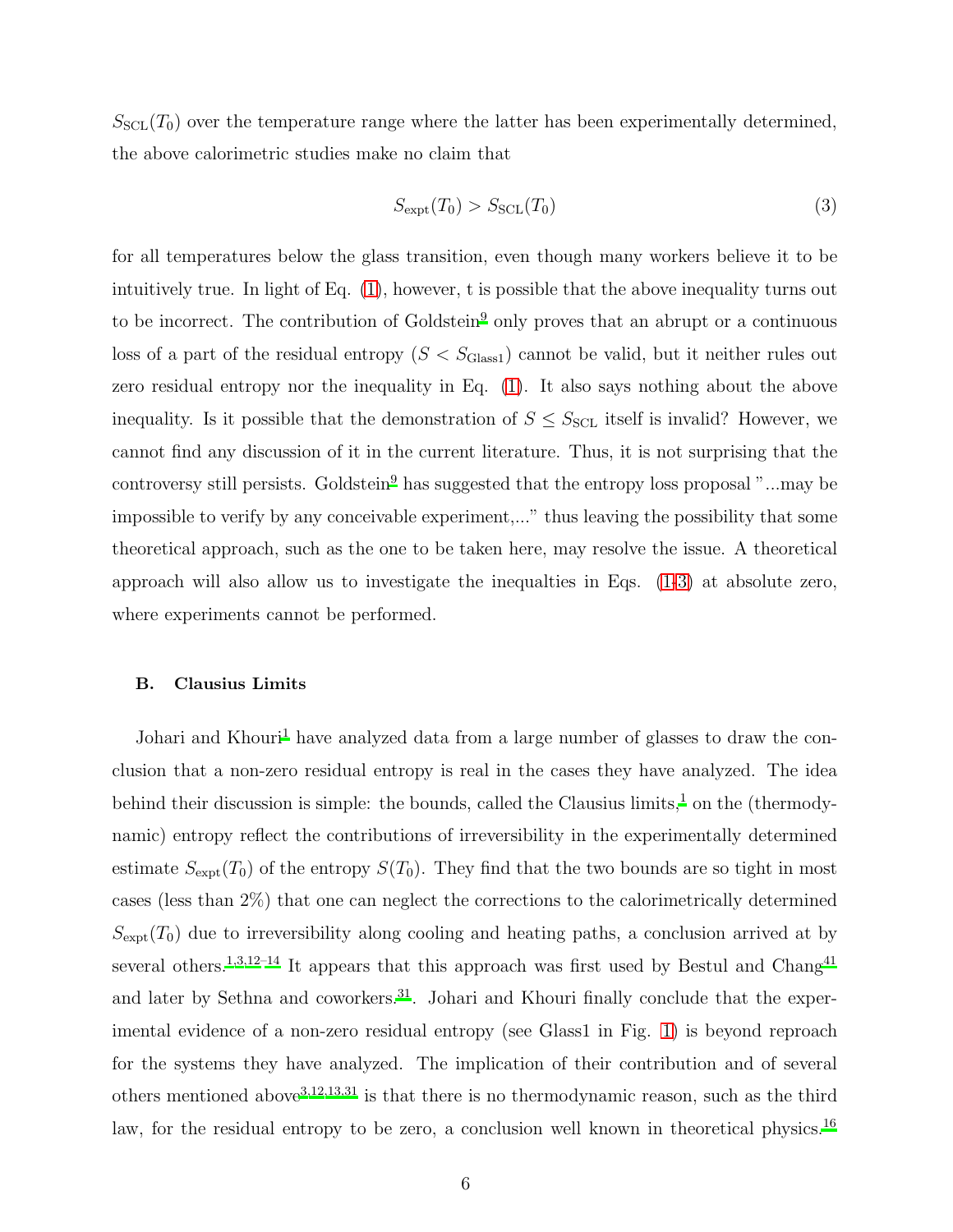$S_{\rm SCL}(T_0)$ over the temperature range where the latter has been experimentally determined, the above calorimetric studies make no claim that

$$S_{\rm expt}(T_0) > S_{\rm SCL}(T_0) \tag{3}$$

for all temperatures below the glass transition, even though many workers believe it to be intuitively true. In light of Eq. (1), however, t is possible that the above inequality turns out to be incorrect. The contribution of Goldstein[9] only proves that an abrupt or a continuous loss of a part of the residual entropy ($S < S_{\rm Glass1}$) cannot be valid, but it neither rules out zero residual entropy nor the inequality in Eq. (1). It also says nothing about the above inequality. Is it possible that the demonstration of $S \leq S_{\rm SCL}$ itself is invalid? However, we cannot find any discussion of it in the current literature. Thus, it is not surprising that the controversy still persists. Goldstein[9] has suggested that the entropy loss proposal "...may be impossible to verify by any conceivable experiment,..." thus leaving the possibility that some theoretical approach, such as the one to be taken here, may resolve the issue. A theoretical approach will also allow us to investigate the inequalties in Eqs. (1-3) at absolute zero, where experiments cannot be performed.

### B. Clausius Limits

Johari and Khouri[1] have analyzed data from a large number of glasses to draw the conclusion that a non-zero residual entropy is real in the cases they have analyzed. The idea behind their discussion is simple: the bounds, called the Clausius limits,[1] on the (thermodynamic) entropy reflect the contributions of irreversibility in the experimentally determined estimate $S_{\rm expt}(T_0)$ of the entropy $S(T_0)$. They find that the two bounds are so tight in most cases (less than 2%) that one can neglect the corrections to the calorimetrically determined $S_{\rm expt}(T_0)$ due to irreversibility along cooling and heating paths, a conclusion arrived at by several others.[1,3,12–14] It appears that this approach was first used by Bestul and Chang[41] and later by Sethna and coworkers.[31]. Johari and Khouri finally conclude that the experimental evidence of a non-zero residual entropy (see Glass1 in Fig. 1) is beyond reproach for the systems they have analyzed. The implication of their contribution and of several others mentioned above[3,12,13,31] is that there is no thermodynamic reason, such as the third law, for the residual entropy to be zero, a conclusion well known in theoretical physics.[16]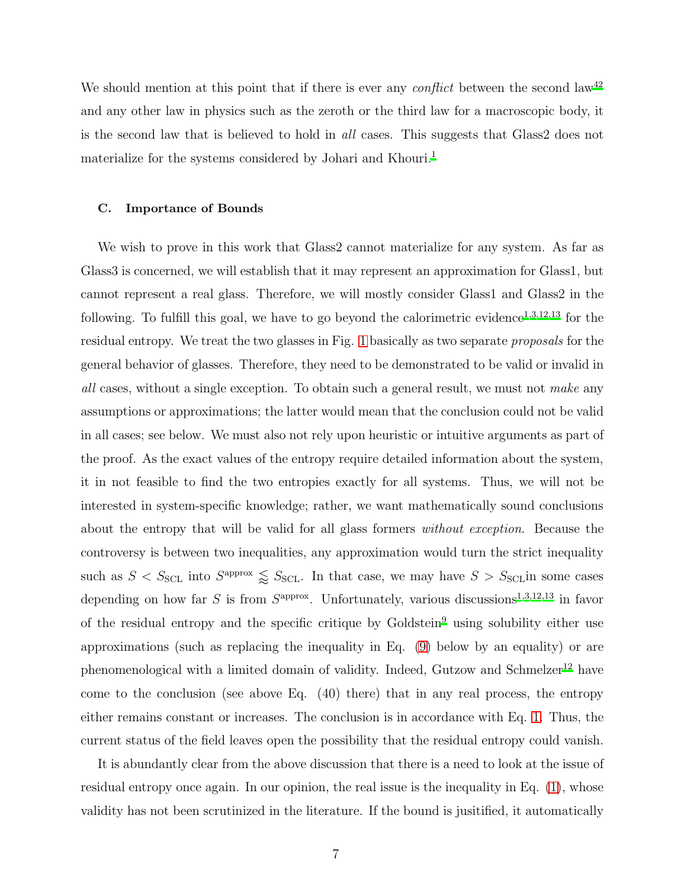We should mention at this point that if there is ever any *conflict* between the second law[42] and any other law in physics such as the zeroth or the third law for a macroscopic body, it is the second law that is believed to hold in *all* cases. This suggests that Glass2 does not materialize for the systems considered by Johari and Khouri.[1]

### C. Importance of Bounds

We wish to prove in this work that Glass2 cannot materialize for any system. As far as Glass3 is concerned, we will establish that it may represent an approximation for Glass1, but cannot represent a real glass. Therefore, we will mostly consider Glass1 and Glass2 in the following. To fulfill this goal, we have to go beyond the calorimetric evidence[1,3,12,13] for the residual entropy. We treat the two glasses in Fig. 1 basically as two separate *proposals* for the general behavior of glasses. Therefore, they need to be demonstrated to be valid or invalid in *all* cases, without a single exception. To obtain such a general result, we must not *make* any assumptions or approximations; the latter would mean that the conclusion could not be valid in all cases; see below. We must also not rely upon heuristic or intuitive arguments as part of the proof. As the exact values of the entropy require detailed information about the system, it in not feasible to find the two entropies exactly for all systems. Thus, we will not be interested in system-specific knowledge; rather, we want mathematically sound conclusions about the entropy that will be valid for all glass formers *without exception*. Because the controversy is between two inequalities, any approximation would turn the strict inequality such as $S < S_{\rm SCL}$ into $S^{\rm approx} \lessapprox S_{\rm SCL}$. In that case, we may have $S > S_{\rm SCL}$in some cases depending on how far $S$ is from $S^{\rm approx}$. Unfortunately, various discussions[1,3,12,13] in favor of the residual entropy and the specific critique by Goldstein[9] using solubility either use approximations (such as replacing the inequality in Eq. (9) below by an equality) or are phenomenological with a limited domain of validity. Indeed, Gutzow and Schmelzer[12] have come to the conclusion (see above Eq. (40) there) that in any real process, the entropy either remains constant or increases. The conclusion is in accordance with Eq. 1. Thus, the current status of the field leaves open the possibility that the residual entropy could vanish.

It is abundantly clear from the above discussion that there is a need to look at the issue of residual entropy once again. In our opinion, the real issue is the inequality in Eq. (1), whose validity has not been scrutinized in the literature. If the bound is jusitified, it automatically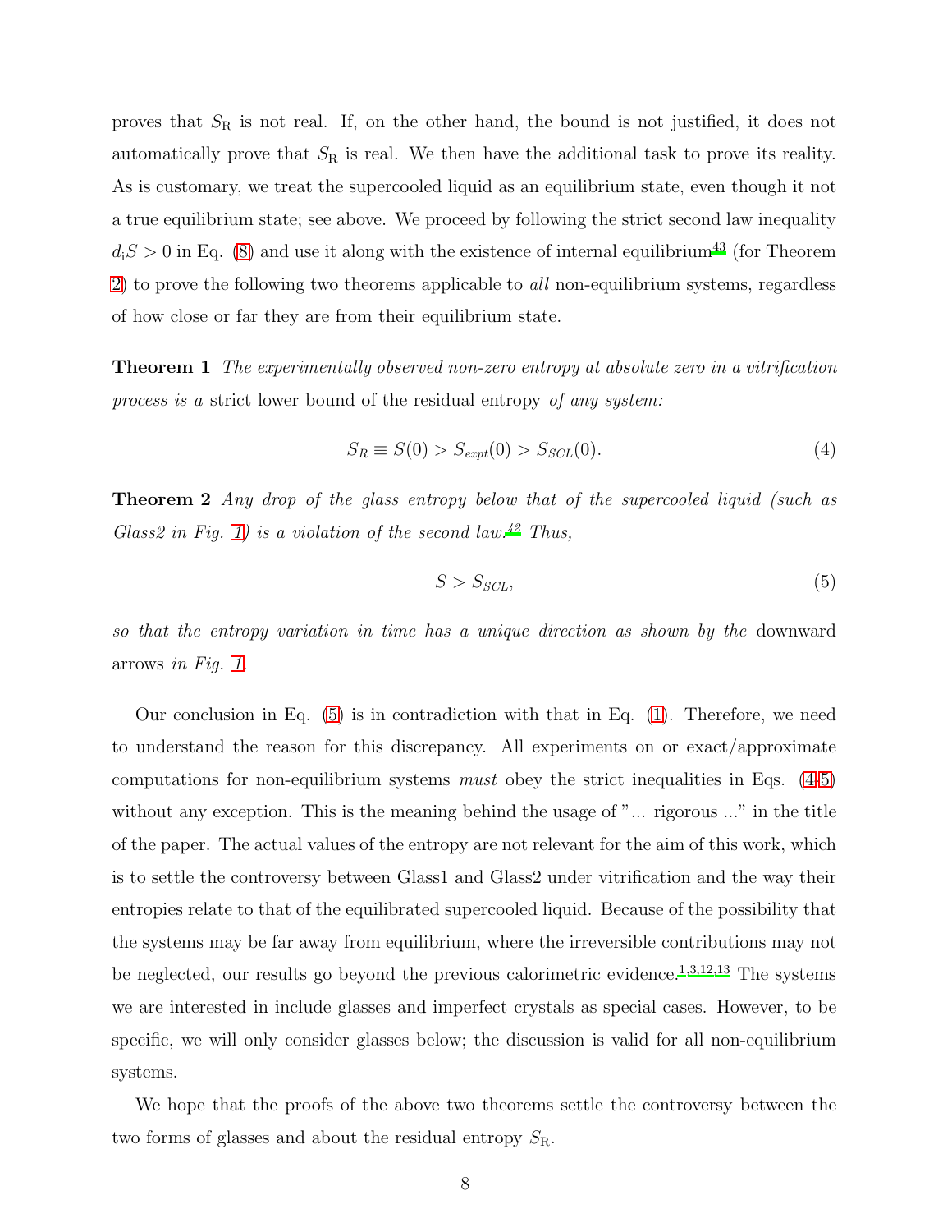proves that $S_R$ is not real. If, on the other hand, the bound is not justified, it does not automatically prove that $S_R$ is real. We then have the additional task to prove its reality. As is customary, we treat the supercooled liquid as an equilibrium state, even though it not a true equilibrium state; see above. We proceed by following the strict second law inequality $d_iS > 0$ in Eq. (8) and use it along with the existence of internal equilibrium[43] (for Theorem 2) to prove the following two theorems applicable to *all* non-equilibrium systems, regardless of how close or far they are from their equilibrium state.

**Theorem 1** *The experimentally observed non-zero entropy at absolute zero in a vitrification process is a* strict lower bound of the residual entropy *of any system:*

$$S_R \equiv S(0) > S_{expt}(0) > S_{SCL}(0). \tag{4}$$

**Theorem 2** *Any drop of the glass entropy below that of the supercooled liquid (such as Glass2 in Fig. 1) is a violation of the second law.*[42] *Thus,*

$$S > S_{SCL}, \tag{5}$$

*so that the entropy variation in time has a unique direction as shown by the* downward arrows *in Fig. 1.*

Our conclusion in Eq. (5) is in contradiction with that in Eq. (1). Therefore, we need to understand the reason for this discrepancy. All experiments on or exact/approximate computations for non-equilibrium systems *must* obey the strict inequalities in Eqs. (4-5) without any exception. This is the meaning behind the usage of "... rigorous ..." in the title of the paper. The actual values of the entropy are not relevant for the aim of this work, which is to settle the controversy between Glass1 and Glass2 under vitrification and the way their entropies relate to that of the equilibrated supercooled liquid. Because of the possibility that the systems may be far away from equilibrium, where the irreversible contributions may not be neglected, our results go beyond the previous calorimetric evidence.[1,3,12,13] The systems we are interested in include glasses and imperfect crystals as special cases. However, to be specific, we will only consider glasses below; the discussion is valid for all non-equilibrium systems.

We hope that the proofs of the above two theorems settle the controversy between the two forms of glasses and about the residual entropy $S_R$.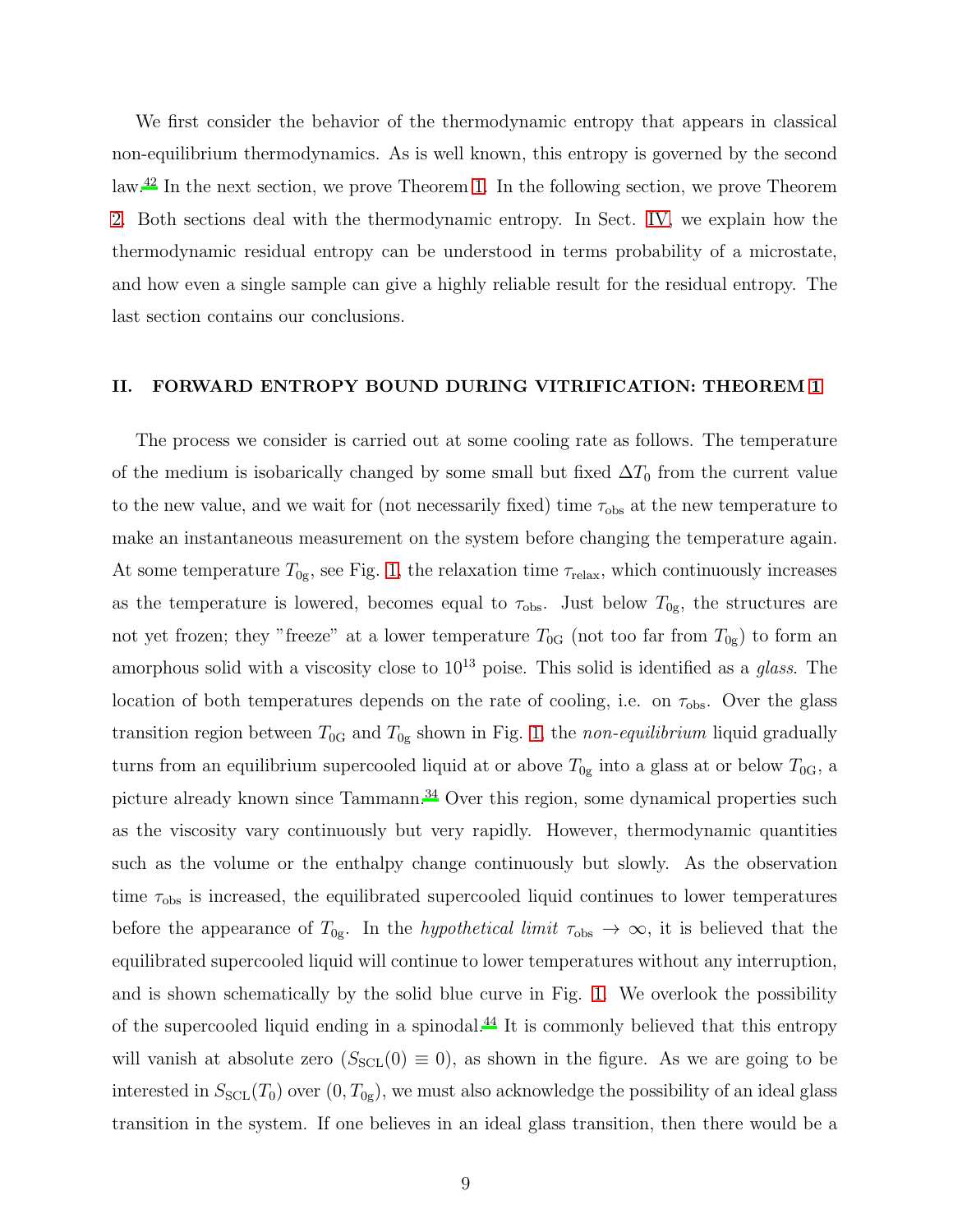We first consider the behavior of the thermodynamic entropy that appears in classical non-equilibrium thermodynamics. As is well known, this entropy is governed by the second law.[42] In the next section, we prove Theorem 1. In the following section, we prove Theorem 2. Both sections deal with the thermodynamic entropy. In Sect. IV, we explain how the thermodynamic residual entropy can be understood in terms probability of a microstate, and how even a single sample can give a highly reliable result for the residual entropy. The last section contains our conclusions.

## II. FORWARD ENTROPY BOUND DURING VITRIFICATION: THEOREM 1

The process we consider is carried out at some cooling rate as follows. The temperature of the medium is isobarically changed by some small but fixed $\Delta T_0$ from the current value to the new value, and we wait for (not necessarily fixed) time $\tau_{\rm obs}$ at the new temperature to make an instantaneous measurement on the system before changing the temperature again. At some temperature $T_{0\rm g}$, see Fig. 1, the relaxation time $\tau_{\rm relax}$, which continuously increases as the temperature is lowered, becomes equal to $\tau_{\rm obs}$. Just below $T_{0\rm g}$, the structures are not yet frozen; they "freeze" at a lower temperature $T_{0\rm G}$ (not too far from $T_{0\rm g}$) to form an amorphous solid with a viscosity close to $10^{13}$ poise. This solid is identified as a *glass*. The location of both temperatures depends on the rate of cooling, i.e. on $\tau_{\rm obs}$. Over the glass transition region between $T_{0\rm G}$ and $T_{0\rm g}$ shown in Fig. 1, the *non-equilibrium* liquid gradually turns from an equilibrium supercooled liquid at or above $T_{0\rm g}$ into a glass at or below $T_{0\rm G}$, a picture already known since Tammann.[34] Over this region, some dynamical properties such as the viscosity vary continuously but very rapidly. However, thermodynamic quantities such as the volume or the enthalpy change continuously but slowly. As the observation time $\tau_{\rm obs}$ is increased, the equilibrated supercooled liquid continues to lower temperatures before the appearance of $T_{0\rm g}$. In the *hypothetical limit* $\tau_{\rm obs} \to \infty$, it is believed that the equilibrated supercooled liquid will continue to lower temperatures without any interruption, and is shown schematically by the solid blue curve in Fig. 1. We overlook the possibility of the supercooled liquid ending in a spinodal.[44] It is commonly believed that this entropy will vanish at absolute zero ($S_{\rm SCL}(0) \equiv 0$), as shown in the figure. As we are going to be interested in $S_{\rm SCL}(T_0)$ over $(0, T_{0\rm g})$, we must also acknowledge the possibility of an ideal glass transition in the system. If one believes in an ideal glass transition, then there would be a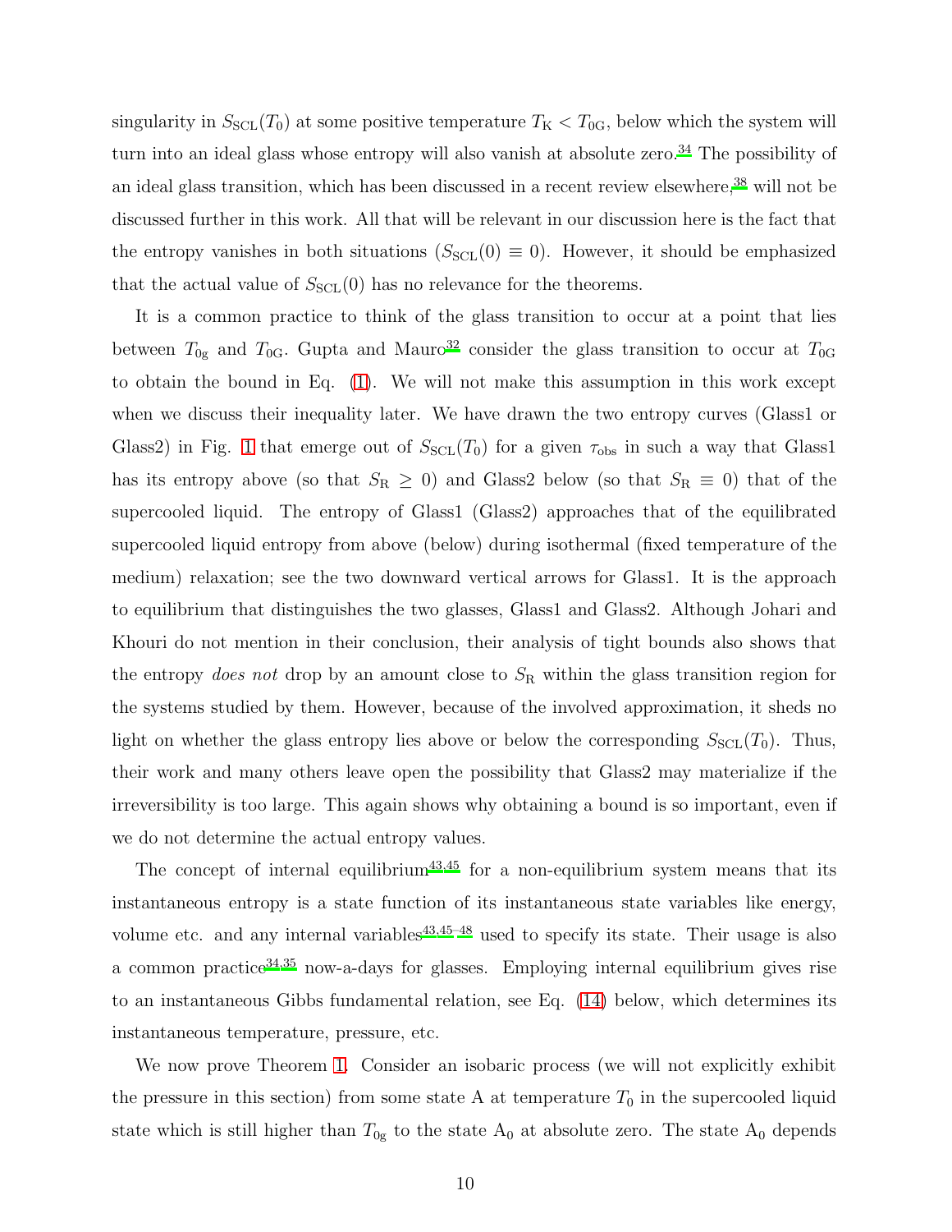singularity in $S_{\rm SCL}(T_0)$ at some positive temperature $T_{\rm K} < T_{0\rm G}$, below which the system will turn into an ideal glass whose entropy will also vanish at absolute zero.[34] The possibility of an ideal glass transition, which has been discussed in a recent review elsewhere,[38] will not be discussed further in this work. All that will be relevant in our discussion here is the fact that the entropy vanishes in both situations ($S_{\rm SCL}(0) \equiv 0$). However, it should be emphasized that the actual value of $S_{\rm SCL}(0)$ has no relevance for the theorems.

It is a common practice to think of the glass transition to occur at a point that lies between $T_{0\rm g}$ and $T_{0\rm G}$. Gupta and Mauro[32] consider the glass transition to occur at $T_{0\rm G}$ to obtain the bound in Eq. (1). We will not make this assumption in this work except when we discuss their inequality later. We have drawn the two entropy curves (Glass1 or Glass2) in Fig. 1 that emerge out of $S_{\rm SCL}(T_0)$ for a given $\tau_{\rm obs}$ in such a way that Glass1 has its entropy above (so that $S_{\rm R} \geq 0$) and Glass2 below (so that $S_{\rm R} \equiv 0$) that of the supercooled liquid. The entropy of Glass1 (Glass2) approaches that of the equilibrated supercooled liquid entropy from above (below) during isothermal (fixed temperature of the medium) relaxation; see the two downward vertical arrows for Glass1. It is the approach to equilibrium that distinguishes the two glasses, Glass1 and Glass2. Although Johari and Khouri do not mention in their conclusion, their analysis of tight bounds also shows that the entropy *does not* drop by an amount close to $S_{\rm R}$ within the glass transition region for the systems studied by them. However, because of the involved approximation, it sheds no light on whether the glass entropy lies above or below the corresponding $S_{\rm SCL}(T_0)$. Thus, their work and many others leave open the possibility that Glass2 may materialize if the irreversibility is too large. This again shows why obtaining a bound is so important, even if we do not determine the actual entropy values.

The concept of internal equilibrium[43,45] for a non-equilibrium system means that its instantaneous entropy is a state function of its instantaneous state variables like energy, volume etc. and any internal variables[43,45–48] used to specify its state. Their usage is also a common practice[34,35] now-a-days for glasses. Employing internal equilibrium gives rise to an instantaneous Gibbs fundamental relation, see Eq. (14) below, which determines its instantaneous temperature, pressure, etc.

We now prove Theorem 1. Consider an isobaric process (we will not explicitly exhibit the pressure in this section) from some state A at temperature $T_0$ in the supercooled liquid state which is still higher than $T_{0\rm g}$ to the state $\rm A_0$ at absolute zero. The state $\rm A_0$ depends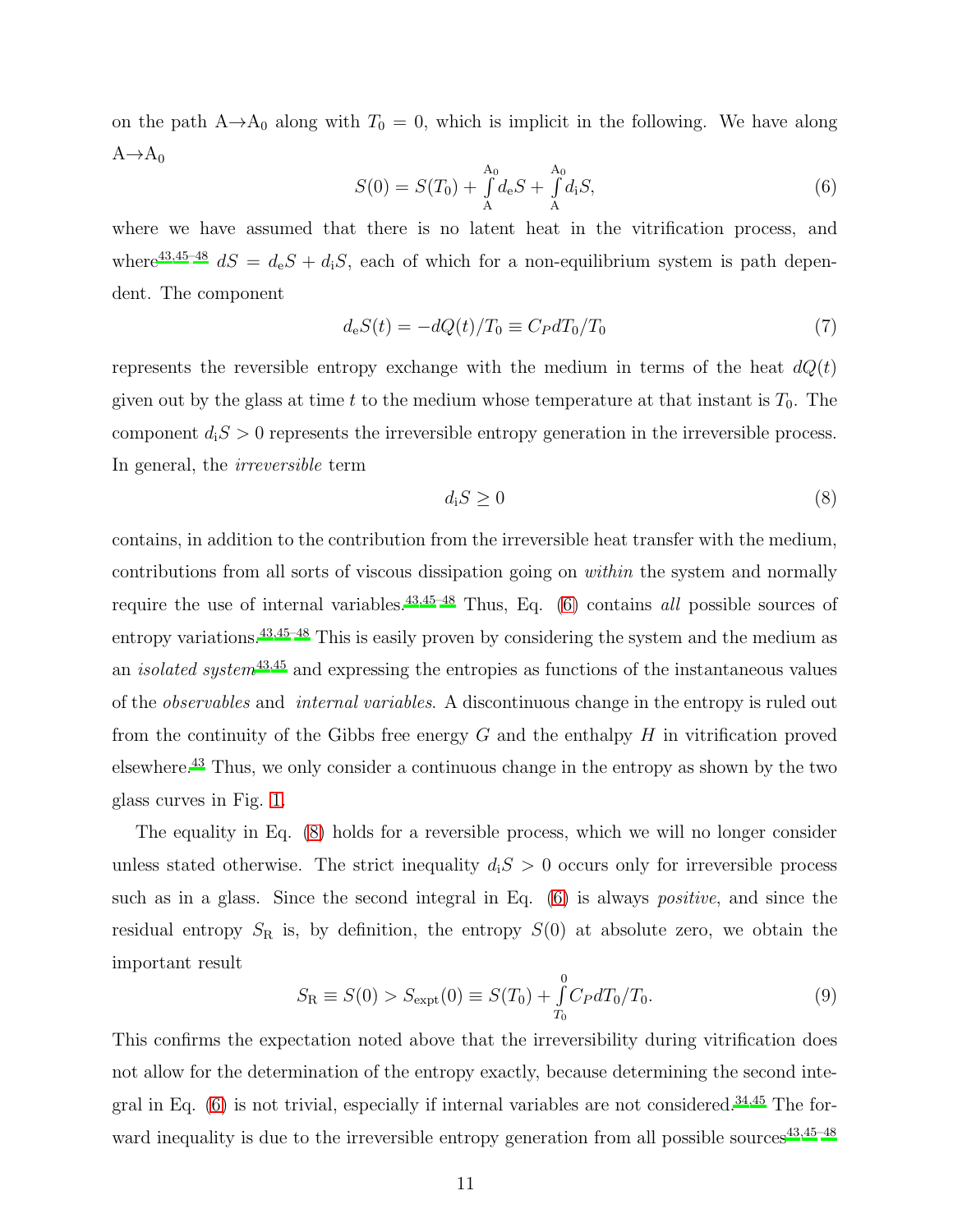on the path A→A$_0$ along with $T_0 = 0$, which is implicit in the following. We have along A→A$_0$

$$S(0) = S(T_0) + \int_{\mathrm{A}}^{\mathrm{A}_0} d_{\mathrm{e}}S + \int_{\mathrm{A}}^{\mathrm{A}_0} d_{\mathrm{i}}S, \tag{6}$$

where we have assumed that there is no latent heat in the vitrification process, and where[43,45–48] $dS = d_{\mathrm{e}}S + d_{\mathrm{i}}S$, each of which for a non-equilibrium system is path dependent. The component

$$d_{\mathrm{e}}S(t) = -dQ(t)/T_0 \equiv C_P dT_0/T_0 \tag{7}$$

represents the reversible entropy exchange with the medium in terms of the heat $dQ(t)$ given out by the glass at time $t$ to the medium whose temperature at that instant is $T_0$. The component $d_{\mathrm{i}}S > 0$ represents the irreversible entropy generation in the irreversible process. In general, the *irreversible* term

$$d_{\mathrm{i}}S \geq 0 \tag{8}$$

contains, in addition to the contribution from the irreversible heat transfer with the medium, contributions from all sorts of viscous dissipation going on *within* the system and normally require the use of internal variables.[43,45–48] Thus, Eq. (6) contains *all* possible sources of entropy variations.[43,45–48] This is easily proven by considering the system and the medium as an *isolated system*[43,45] and expressing the entropies as functions of the instantaneous values of the *observables* and *internal variables*. A discontinuous change in the entropy is ruled out from the continuity of the Gibbs free energy $G$ and the enthalpy $H$ in vitrification proved elsewhere.[43] Thus, we only consider a continuous change in the entropy as shown by the two glass curves in Fig. 1.

The equality in Eq. (8) holds for a reversible process, which we will no longer consider unless stated otherwise. The strict inequality $d_{\mathrm{i}}S > 0$ occurs only for irreversible process such as in a glass. Since the second integral in Eq. (6) is always *positive*, and since the residual entropy $S_{\mathrm{R}}$ is, by definition, the entropy $S(0)$ at absolute zero, we obtain the important result

$$S_{\mathrm{R}} \equiv S(0) > S_{\mathrm{expt}}(0) \equiv S(T_0) + \int_{T_0}^{0} C_P dT_0/T_0. \tag{9}$$

This confirms the expectation noted above that the irreversibility during vitrification does not allow for the determination of the entropy exactly, because determining the second integral in Eq. (6) is not trivial, especially if internal variables are not considered.[34,45] The forward inequality is due to the irreversible entropy generation from all possible sources[43,45–48]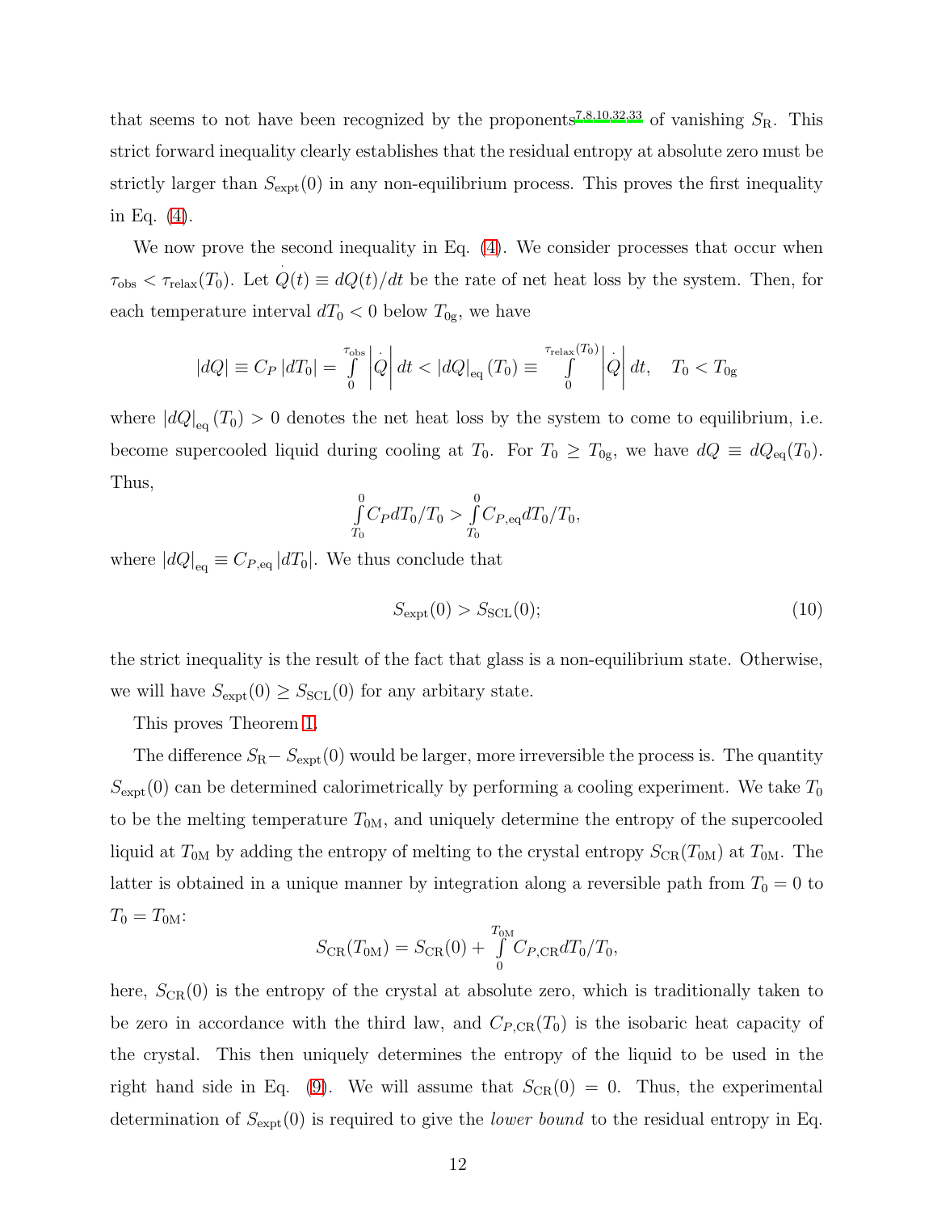that seems to not have been recognized by the proponents[7,8,10,32,33] of vanishing $S_{\rm R}$. This strict forward inequality clearly establishes that the residual entropy at absolute zero must be strictly larger than $S_{\rm expt}(0)$ in any non-equilibrium process. This proves the first inequality in Eq. (4).

We now prove the second inequality in Eq. (4). We consider processes that occur when $\tau_{\rm obs} < \tau_{\rm relax}(T_0)$. Let $\dot{Q}(t) \equiv dQ(t)/dt$ be the rate of net heat loss by the system. Then, for each temperature interval $dT_0 < 0$ below $T_{0\rm g}$, we have

$$\left|dQ\right| \equiv C_P \left|dT_0\right| = \int_0^{\tau_{\rm obs}} \left|\dot{Q}\right| dt < \left|dQ\right|_{\rm eq}(T_0) \equiv \int_0^{\tau_{\rm relax}(T_0)} \left|\dot{Q}\right| dt, \quad T_0 < T_{0\rm g}$$

where $\left|dQ\right|_{\rm eq}(T_0) > 0$ denotes the net heat loss by the system to come to equilibrium, i.e. become supercooled liquid during cooling at $T_0$. For $T_0 \geq T_{0\rm g}$, we have $dQ \equiv dQ_{\rm eq}(T_0)$. Thus,

$$\int_{T_0}^{0} C_P dT_0/T_0 > \int_{T_0}^{0} C_{P,\rm eq} dT_0/T_0,$$

where $\left|dQ\right|_{\rm eq} \equiv C_{P,\rm eq}\left|dT_0\right|$. We thus conclude that

$$S_{\rm expt}(0) > S_{\rm SCL}(0); \tag{10}$$

the strict inequality is the result of the fact that glass is a non-equilibrium state. Otherwise, we will have $S_{\rm expt}(0) \geq S_{\rm SCL}(0)$ for any arbitary state.

This proves Theorem 1.

The difference $S_{\rm R} - S_{\rm expt}(0)$ would be larger, more irreversible the process is. The quantity $S_{\rm expt}(0)$ can be determined calorimetrically by performing a cooling experiment. We take $T_0$ to be the melting temperature $T_{0\rm M}$, and uniquely determine the entropy of the supercooled liquid at $T_{0\rm M}$ by adding the entropy of melting to the crystal entropy $S_{\rm CR}(T_{0\rm M})$ at $T_{0\rm M}$. The latter is obtained in a unique manner by integration along a reversible path from $T_0 = 0$ to $T_0 = T_{0\rm M}$:

$$S_{\rm CR}(T_{0\rm M}) = S_{\rm CR}(0) + \int_0^{T_{0\rm M}} C_{P,\rm CR} dT_0/T_0,$$

here, $S_{\rm CR}(0)$ is the entropy of the crystal at absolute zero, which is traditionally taken to be zero in accordance with the third law, and $C_{P,\rm CR}(T_0)$ is the isobaric heat capacity of the crystal. This then uniquely determines the entropy of the liquid to be used in the right hand side in Eq. (9). We will assume that $S_{\rm CR}(0) = 0$. Thus, the experimental determination of $S_{\rm expt}(0)$ is required to give the *lower bound* to the residual entropy in Eq.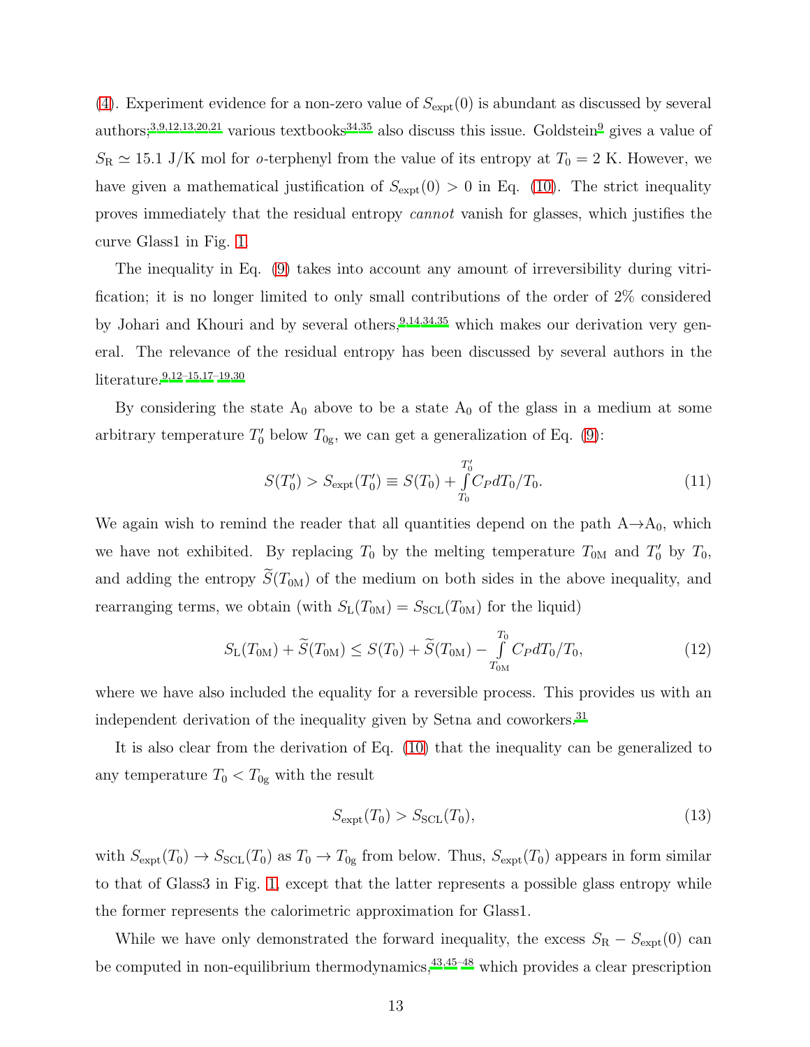(4). Experiment evidence for a non-zero value of $S_{\rm expt}(0)$ is abundant as discussed by several authors;[3,9,12,13,20,21] various textbooks[34,35] also discuss this issue. Goldstein[9] gives a value of $S_{\rm R} \simeq 15.1$ J/K mol for *o*-terphenyl from the value of its entropy at $T_0 = 2$ K. However, we have given a mathematical justification of $S_{\rm expt}(0) > 0$ in Eq. (10). The strict inequality proves immediately that the residual entropy *cannot* vanish for glasses, which justifies the curve Glass1 in Fig. 1.

The inequality in Eq. (9) takes into account any amount of irreversibility during vitrification; it is no longer limited to only small contributions of the order of 2% considered by Johari and Khouri and by several others,[9,14,34,35] which makes our derivation very general. The relevance of the residual entropy has been discussed by several authors in the literature.[9,12–15,17–19,30]

By considering the state $A_0$ above to be a state $A_0$ of the glass in a medium at some arbitrary temperature $T_0'$ below $T_{\rm 0g}$, we can get a generalization of Eq. (9):

$$S(T_0') > S_{\rm expt}(T_0') \equiv S(T_0) + \int_{T_0}^{T_0'} C_P dT_0/T_0. \tag{11}$$

We again wish to remind the reader that all quantities depend on the path $A \to A_0$, which we have not exhibited. By replacing $T_0$ by the melting temperature $T_{\rm 0M}$ and $T_0'$ by $T_0$, and adding the entropy $\widetilde{S}(T_{\rm 0M})$ of the medium on both sides in the above inequality, and rearranging terms, we obtain (with $S_{\rm L}(T_{\rm 0M}) = S_{\rm SCL}(T_{\rm 0M})$ for the liquid)

$$S_{\rm L}(T_{\rm 0M}) + \widetilde{S}(T_{\rm 0M}) \leq S(T_0) + \widetilde{S}(T_{\rm 0M}) - \int_{T_{\rm 0M}}^{T_0} C_P dT_0/T_0, \tag{12}$$

where we have also included the equality for a reversible process. This provides us with an independent derivation of the inequality given by Setna and coworkers.[31]

It is also clear from the derivation of Eq. (10) that the inequality can be generalized to any temperature $T_0 < T_{\rm 0g}$ with the result

$$S_{\rm expt}(T_0) > S_{\rm SCL}(T_0), \tag{13}$$

with $S_{\rm expt}(T_0) \to S_{\rm SCL}(T_0)$ as $T_0 \to T_{\rm 0g}$ from below. Thus, $S_{\rm expt}(T_0)$ appears in form similar to that of Glass3 in Fig. 1, except that the latter represents a possible glass entropy while the former represents the calorimetric approximation for Glass1.

While we have only demonstrated the forward inequality, the excess $S_{\rm R} - S_{\rm expt}(0)$ can be computed in non-equilibrium thermodynamics,[43,45–48] which provides a clear prescription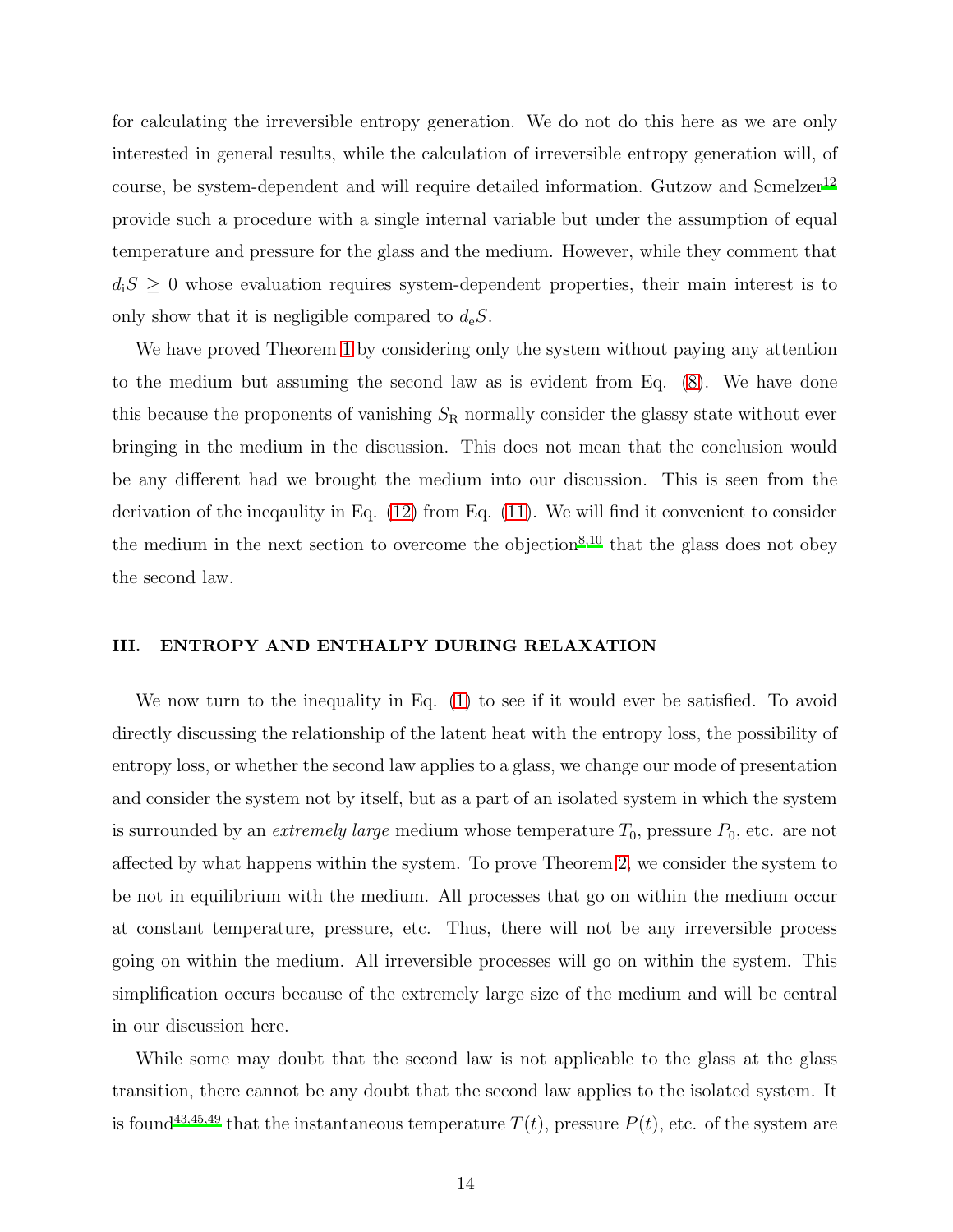for calculating the irreversible entropy generation. We do not do this here as we are only interested in general results, while the calculation of irreversible entropy generation will, of course, be system-dependent and will require detailed information. Gutzow and Scmelzer[12] provide such a procedure with a single internal variable but under the assumption of equal temperature and pressure for the glass and the medium. However, while they comment that $d_{\mathrm{i}}S \geq 0$ whose evaluation requires system-dependent properties, their main interest is to only show that it is negligible compared to $d_{\mathrm{e}}S$.

We have proved Theorem 1 by considering only the system without paying any attention to the medium but assuming the second law as is evident from Eq. (8). We have done this because the proponents of vanishing $S_{\mathrm{R}}$ normally consider the glassy state without ever bringing in the medium in the discussion. This does not mean that the conclusion would be any different had we brought the medium into our discussion. This is seen from the derivation of the ineqaulity in Eq. (12) from Eq. (11). We will find it convenient to consider the medium in the next section to overcome the objection[8,10] that the glass does not obey the second law.

## III. ENTROPY AND ENTHALPY DURING RELAXATION

We now turn to the inequality in Eq. (1) to see if it would ever be satisfied. To avoid directly discussing the relationship of the latent heat with the entropy loss, the possibility of entropy loss, or whether the second law applies to a glass, we change our mode of presentation and consider the system not by itself, but as a part of an isolated system in which the system is surrounded by an *extremely large* medium whose temperature $T_0$, pressure $P_0$, etc. are not affected by what happens within the system. To prove Theorem 2, we consider the system to be not in equilibrium with the medium. All processes that go on within the medium occur at constant temperature, pressure, etc. Thus, there will not be any irreversible process going on within the medium. All irreversible processes will go on within the system. This simplification occurs because of the extremely large size of the medium and will be central in our discussion here.

While some may doubt that the second law is not applicable to the glass at the glass transition, there cannot be any doubt that the second law applies to the isolated system. It is found[43,45,49] that the instantaneous temperature $T(t)$, pressure $P(t)$, etc. of the system are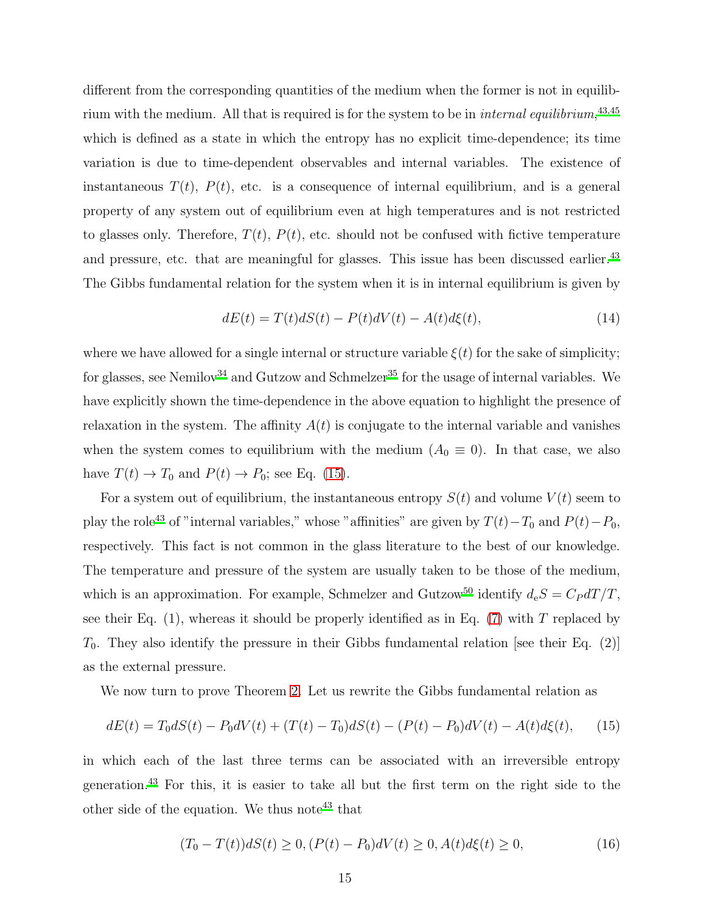different from the corresponding quantities of the medium when the former is not in equilibrium with the medium. All that is required is for the system to be in *internal equilibrium*,[43,45] which is defined as a state in which the entropy has no explicit time-dependence; its time variation is due to time-dependent observables and internal variables. The existence of instantaneous $T(t)$, $P(t)$, etc. is a consequence of internal equilibrium, and is a general property of any system out of equilibrium even at high temperatures and is not restricted to glasses only. Therefore, $T(t)$, $P(t)$, etc. should not be confused with fictive temperature and pressure, etc. that are meaningful for glasses. This issue has been discussed earlier.[43] The Gibbs fundamental relation for the system when it is in internal equilibrium is given by

$$dE(t) = T(t)dS(t) - P(t)dV(t) - A(t)d\xi(t), \tag{14}$$

where we have allowed for a single internal or structure variable $\xi(t)$ for the sake of simplicity; for glasses, see Nemilov[34] and Gutzow and Schmelzer[35] for the usage of internal variables. We have explicitly shown the time-dependence in the above equation to highlight the presence of relaxation in the system. The affinity $A(t)$ is conjugate to the internal variable and vanishes when the system comes to equilibrium with the medium ($A_0 \equiv 0$). In that case, we also have $T(t) \to T_0$ and $P(t) \to P_0$; see Eq. (15).

For a system out of equilibrium, the instantaneous entropy $S(t)$ and volume $V(t)$ seem to play the role[43] of "internal variables," whose "affinities" are given by $T(t)-T_0$ and $P(t)-P_0$, respectively. This fact is not common in the glass literature to the best of our knowledge. The temperature and pressure of the system are usually taken to be those of the medium, which is an approximation. For example, Schmelzer and Gutzow[50] identify $d_eS = C_P dT/T$, see their Eq. (1), whereas it should be properly identified as in Eq. (7) with $T$ replaced by $T_0$. They also identify the pressure in their Gibbs fundamental relation [see their Eq. (2)] as the external pressure.

We now turn to prove Theorem 2. Let us rewrite the Gibbs fundamental relation as

$$dE(t) = T_0 dS(t) - P_0 dV(t) + (T(t) - T_0)dS(t) - (P(t) - P_0)dV(t) - A(t)d\xi(t), \tag{15}$$

in which each of the last three terms can be associated with an irreversible entropy generation.[43] For this, it is easier to take all but the first term on the right side to the other side of the equation. We thus note[43] that

$$(T_0 - T(t))dS(t) \geq 0, (P(t) - P_0)dV(t) \geq 0, A(t)d\xi(t) \geq 0, \tag{16}$$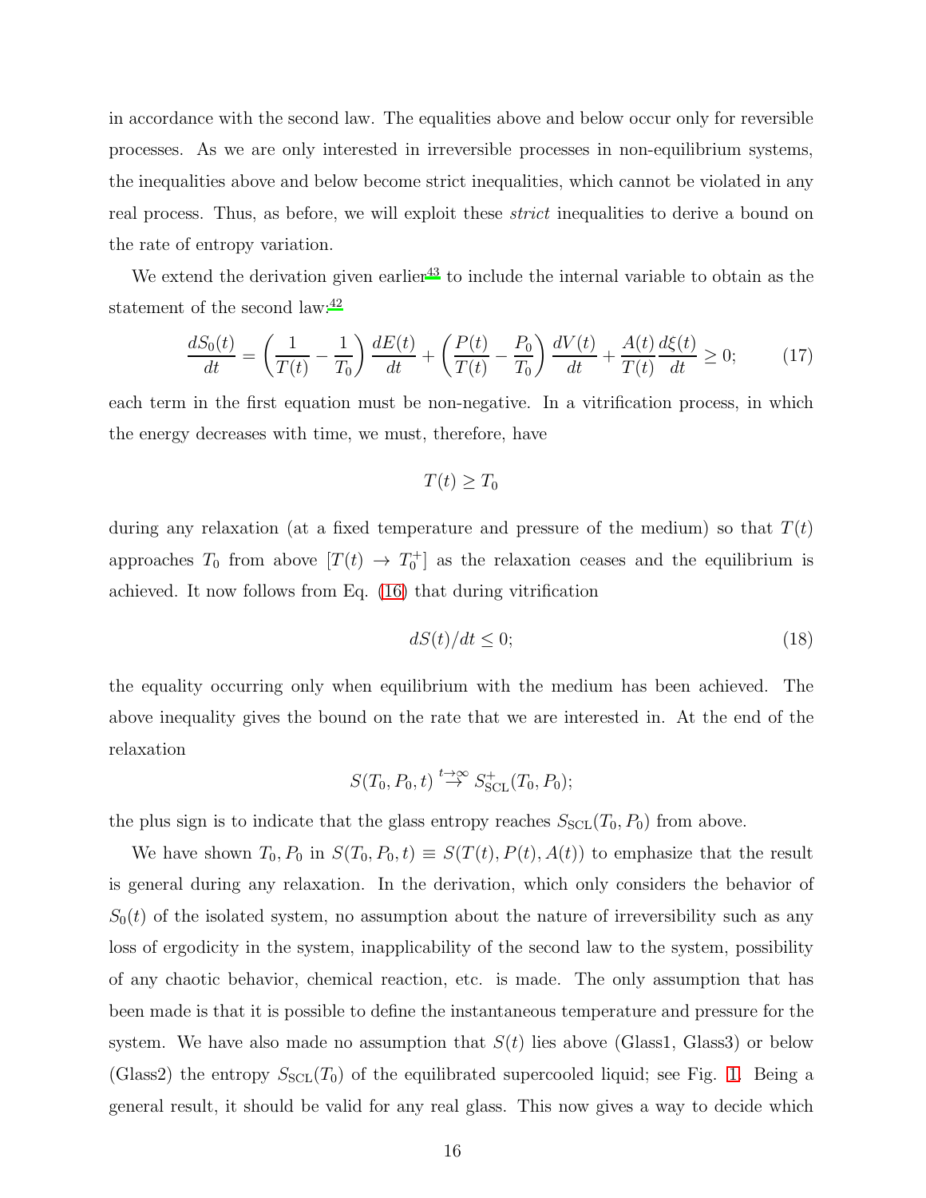in accordance with the second law. The equalities above and below occur only for reversible processes. As we are only interested in irreversible processes in non-equilibrium systems, the inequalities above and below become strict inequalities, which cannot be violated in any real process. Thus, as before, we will exploit these *strict* inequalities to derive a bound on the rate of entropy variation.

We extend the derivation given earlier[43] to include the internal variable to obtain as the statement of the second law:[42]

$$\frac{dS_0(t)}{dt} = \left(\frac{1}{T(t)} - \frac{1}{T_0}\right)\frac{dE(t)}{dt} + \left(\frac{P(t)}{T(t)} - \frac{P_0}{T_0}\right)\frac{dV(t)}{dt} + \frac{A(t)}{T(t)}\frac{d\xi(t)}{dt} \geq 0; \tag{17}$$

each term in the first equation must be non-negative. In a vitrification process, in which the energy decreases with time, we must, therefore, have

$$T(t) \geq T_0$$

during any relaxation (at a fixed temperature and pressure of the medium) so that $T(t)$ approaches $T_0$ from above $[T(t) \to T_0^+]$ as the relaxation ceases and the equilibrium is achieved. It now follows from Eq. (16) that during vitrification

$$dS(t)/dt \leq 0; \tag{18}$$

the equality occurring only when equilibrium with the medium has been achieved. The above inequality gives the bound on the rate that we are interested in. At the end of the relaxation

$$S(T_0, P_0, t) \overset{t\to\infty}{\to} S_{\mathrm{SCL}}^+(T_0, P_0);$$

the plus sign is to indicate that the glass entropy reaches $S_{\mathrm{SCL}}(T_0, P_0)$ from above.

We have shown $T_0, P_0$ in $S(T_0, P_0, t) \equiv S(T(t), P(t), A(t))$ to emphasize that the result is general during any relaxation. In the derivation, which only considers the behavior of $S_0(t)$ of the isolated system, no assumption about the nature of irreversibility such as any loss of ergodicity in the system, inapplicability of the second law to the system, possibility of any chaotic behavior, chemical reaction, etc. is made. The only assumption that has been made is that it is possible to define the instantaneous temperature and pressure for the system. We have also made no assumption that $S(t)$ lies above (Glass1, Glass3) or below (Glass2) the entropy $S_{\mathrm{SCL}}(T_0)$ of the equilibrated supercooled liquid; see Fig. 1. Being a general result, it should be valid for any real glass. This now gives a way to decide which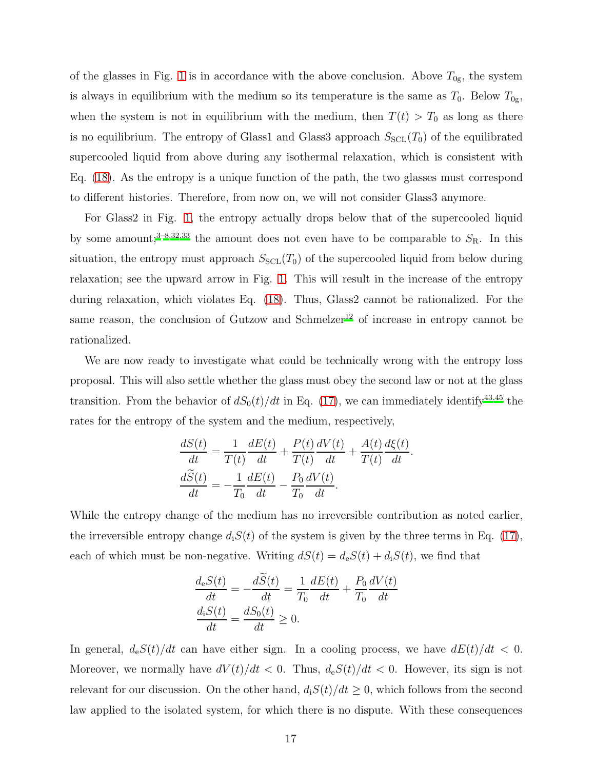of the glasses in Fig. 1 is in accordance with the above conclusion. Above $T_{0\mathrm{g}}$, the system is always in equilibrium with the medium so its temperature is the same as $T_0$. Below $T_{0\mathrm{g}}$, when the system is not in equilibrium with the medium, then $T(t) > T_0$ as long as there is no equilibrium. The entropy of Glass1 and Glass3 approach $S_{\mathrm{SCL}}(T_0)$ of the equilibrated supercooled liquid from above during any isothermal relaxation, which is consistent with Eq. (18). As the entropy is a unique function of the path, the two glasses must correspond to different histories. Therefore, from now on, we will not consider Glass3 anymore.

For Glass2 in Fig. 1, the entropy actually drops below that of the supercooled liquid by some amount;[3–8,32,33] the amount does not even have to be comparable to $S_{\mathrm{R}}$. In this situation, the entropy must approach $S_{\mathrm{SCL}}(T_0)$ of the supercooled liquid from below during relaxation; see the upward arrow in Fig. 1. This will result in the increase of the entropy during relaxation, which violates Eq. (18). Thus, Glass2 cannot be rationalized. For the same reason, the conclusion of Gutzow and Schmelzer[12] of increase in entropy cannot be rationalized.

We are now ready to investigate what could be technically wrong with the entropy loss proposal. This will also settle whether the glass must obey the second law or not at the glass transition. From the behavior of $dS_0(t)/dt$ in Eq. (17), we can immediately identify[43,45] the rates for the entropy of the system and the medium, respectively,

$$
\begin{aligned}
\frac{dS(t)}{dt} &= \frac{1}{T(t)}\frac{dE(t)}{dt} + \frac{P(t)}{T(t)}\frac{dV(t)}{dt} + \frac{A(t)}{T(t)}\frac{d\xi(t)}{dt}. \\
\frac{d\widetilde{S}(t)}{dt} &= -\frac{1}{T_0}\frac{dE(t)}{dt} - \frac{P_0}{T_0}\frac{dV(t)}{dt}.
\end{aligned}
$$

While the entropy change of the medium has no irreversible contribution as noted earlier, the irreversible entropy change $d_{\mathrm{i}}S(t)$ of the system is given by the three terms in Eq. (17), each of which must be non-negative. Writing $dS(t) = d_{\mathrm{e}}S(t) + d_{\mathrm{i}}S(t)$, we find that

$$
\begin{aligned}
\frac{d_{\mathrm{e}}S(t)}{dt} &= -\frac{d\widetilde{S}(t)}{dt} = \frac{1}{T_0}\frac{dE(t)}{dt} + \frac{P_0}{T_0}\frac{dV(t)}{dt} \\
\frac{d_{\mathrm{i}}S(t)}{dt} &= \frac{dS_0(t)}{dt} \geq 0.
\end{aligned}
$$

In general, $d_{\mathrm{e}}S(t)/dt$ can have either sign. In a cooling process, we have $dE(t)/dt < 0$. Moreover, we normally have $dV(t)/dt < 0$. Thus, $d_{\mathrm{e}}S(t)/dt < 0$. However, its sign is not relevant for our discussion. On the other hand, $d_{\mathrm{i}}S(t)/dt \geq 0$, which follows from the second law applied to the isolated system, for which there is no dispute. With these consequences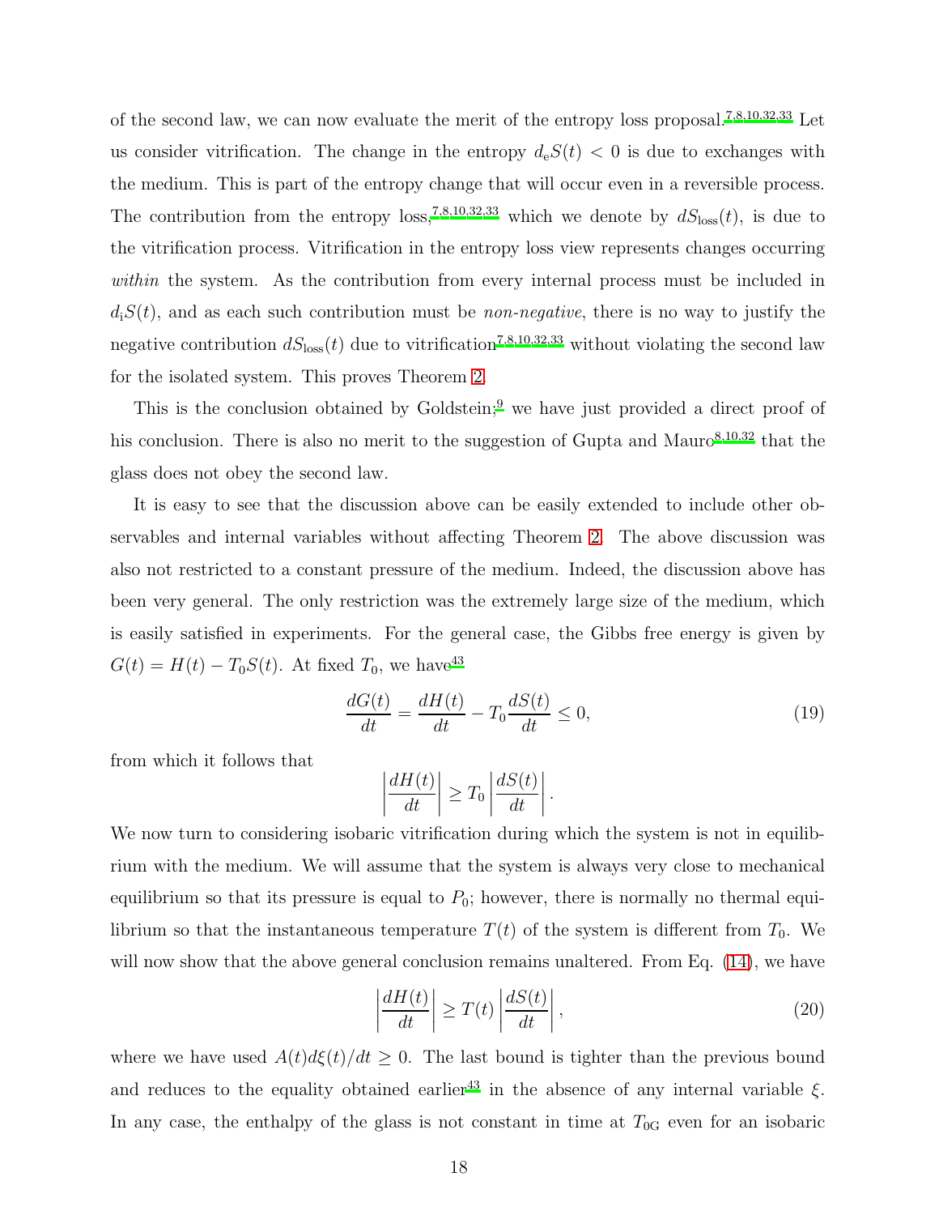of the second law, we can now evaluate the merit of the entropy loss proposal.[7,8,10,32,33] Let us consider vitrification. The change in the entropy $d_{\rm e}S(t) < 0$ is due to exchanges with the medium. This is part of the entropy change that will occur even in a reversible process. The contribution from the entropy loss,[7,8,10,32,33] which we denote by $dS_{\rm loss}(t)$, is due to the vitrification process. Vitrification in the entropy loss view represents changes occurring *within* the system. As the contribution from every internal process must be included in $d_{\rm i}S(t)$, and as each such contribution must be *non-negative*, there is no way to justify the negative contribution $dS_{\rm loss}(t)$ due to vitrification[7,8,10,32,33] without violating the second law for the isolated system. This proves Theorem 2.

This is the conclusion obtained by Goldstein;[9] we have just provided a direct proof of his conclusion. There is also no merit to the suggestion of Gupta and Mauro[8,10,32] that the glass does not obey the second law.

It is easy to see that the discussion above can be easily extended to include other observables and internal variables without affecting Theorem 2. The above discussion was also not restricted to a constant pressure of the medium. Indeed, the discussion above has been very general. The only restriction was the extremely large size of the medium, which is easily satisfied in experiments. For the general case, the Gibbs free energy is given by $G(t) = H(t) - T_0 S(t)$. At fixed $T_0$, we have[43]

$$\frac{dG(t)}{dt} = \frac{dH(t)}{dt} - T_0 \frac{dS(t)}{dt} \leq 0, \tag{19}$$

from which it follows that

$$\left| \frac{dH(t)}{dt} \right| \geq T_0 \left| \frac{dS(t)}{dt} \right|.$$

We now turn to considering isobaric vitrification during which the system is not in equilibrium with the medium. We will assume that the system is always very close to mechanical equilibrium so that its pressure is equal to $P_0$; however, there is normally no thermal equilibrium so that the instantaneous temperature $T(t)$ of the system is different from $T_0$. We will now show that the above general conclusion remains unaltered. From Eq. (14), we have

$$\left| \frac{dH(t)}{dt} \right| \geq T(t) \left| \frac{dS(t)}{dt} \right|, \tag{20}$$

where we have used $A(t)d\xi(t)/dt \geq 0$. The last bound is tighter than the previous bound and reduces to the equality obtained earlier[43] in the absence of any internal variable $\xi$. In any case, the enthalpy of the glass is not constant in time at $T_{0\rm G}$ even for an isobaric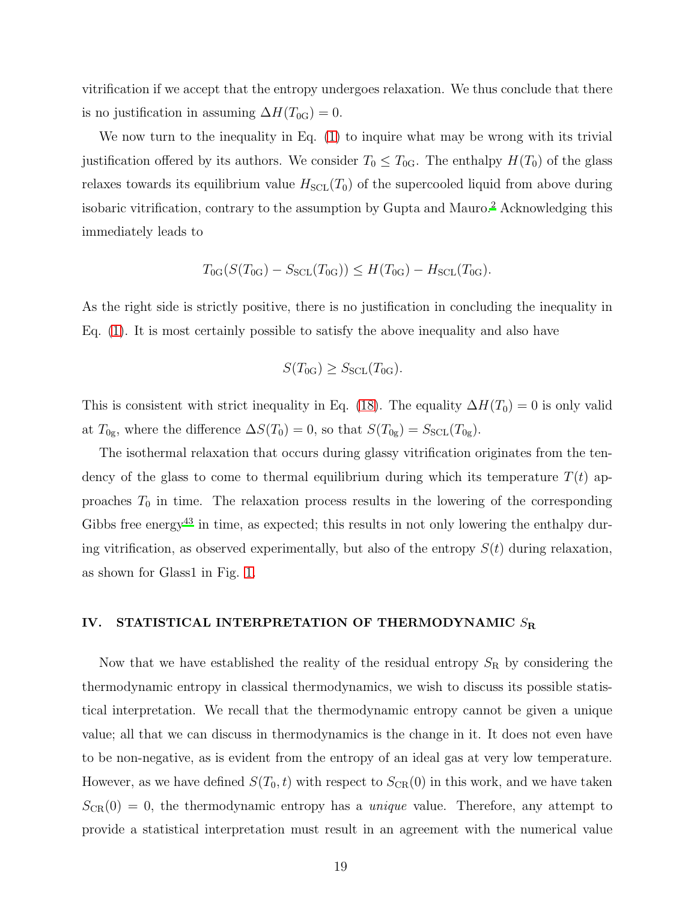vitrification if we accept that the entropy undergoes relaxation. We thus conclude that there is no justification in assuming $\Delta H(T_{0\mathrm{G}}) = 0$.

We now turn to the inequality in Eq. (1) to inquire what may be wrong with its trivial justification offered by its authors. We consider $T_0 \leq T_{0\mathrm{G}}$. The enthalpy $H(T_0)$ of the glass relaxes towards its equilibrium value $H_{\mathrm{SCL}}(T_0)$ of the supercooled liquid from above during isobaric vitrification, contrary to the assumption by Gupta and Mauro.[2] Acknowledging this immediately leads to

$$T_{0\mathrm{G}}(S(T_{0\mathrm{G}}) - S_{\mathrm{SCL}}(T_{0\mathrm{G}})) \leq H(T_{0\mathrm{G}}) - H_{\mathrm{SCL}}(T_{0\mathrm{G}}).$$

As the right side is strictly positive, there is no justification in concluding the inequality in Eq. (1). It is most certainly possible to satisfy the above inequality and also have

$$S(T_{0\mathrm{G}}) \geq S_{\mathrm{SCL}}(T_{0\mathrm{G}}).$$

This is consistent with strict inequality in Eq. (18). The equality $\Delta H(T_0) = 0$ is only valid at $T_{0\mathrm{g}}$, where the difference $\Delta S(T_0) = 0$, so that $S(T_{0\mathrm{g}}) = S_{\mathrm{SCL}}(T_{0\mathrm{g}})$.

The isothermal relaxation that occurs during glassy vitrification originates from the tendency of the glass to come to thermal equilibrium during which its temperature $T(t)$ approaches $T_0$ in time. The relaxation process results in the lowering of the corresponding Gibbs free energy[43] in time, as expected; this results in not only lowering the enthalpy during vitrification, as observed experimentally, but also of the entropy $S(t)$ during relaxation, as shown for Glass1 in Fig. 1.

## IV. STATISTICAL INTERPRETATION OF THERMODYNAMIC $S_{\mathrm{R}}$

Now that we have established the reality of the residual entropy $S_{\mathrm{R}}$ by considering the thermodynamic entropy in classical thermodynamics, we wish to discuss its possible statistical interpretation. We recall that the thermodynamic entropy cannot be given a unique value; all that we can discuss in thermodynamics is the change in it. It does not even have to be non-negative, as is evident from the entropy of an ideal gas at very low temperature. However, as we have defined $S(T_0, t)$ with respect to $S_{\mathrm{CR}}(0)$ in this work, and we have taken $S_{\mathrm{CR}}(0) = 0$, the thermodynamic entropy has a *unique* value. Therefore, any attempt to provide a statistical interpretation must result in an agreement with the numerical value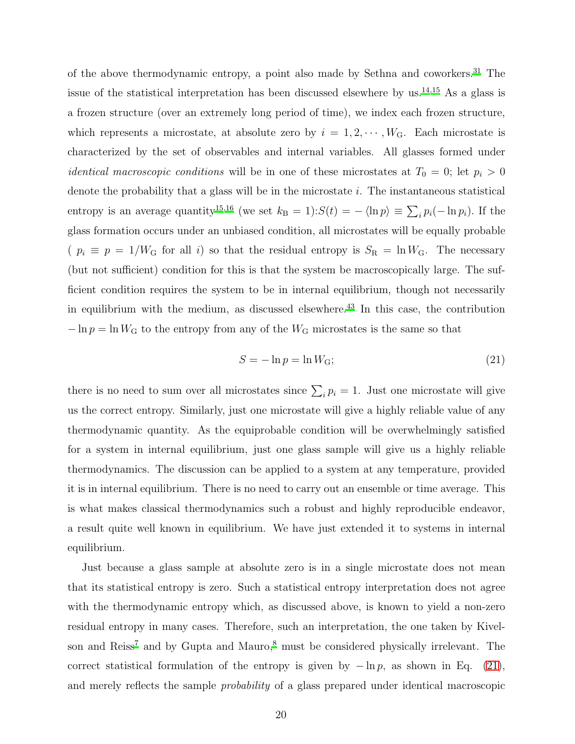of the above thermodynamic entropy, a point also made by Sethna and coworkers.[31] The issue of the statistical interpretation has been discussed elsewhere by us.[14,15] As a glass is a frozen structure (over an extremely long period of time), we index each frozen structure, which represents a microstate, at absolute zero by $i = 1, 2, \cdots, W_{\rm G}$. Each microstate is characterized by the set of observables and internal variables. All glasses formed under *identical macroscopic conditions* will be in one of these microstates at $T_0 = 0$; let $p_i > 0$ denote the probability that a glass will be in the microstate $i$. The instantaneous statistical entropy is an average quantity[15,16] (we set $k_{\rm B} = 1$):$S(t) = -\langle \ln p \rangle \equiv \sum_i p_i(-\ln p_i)$. If the glass formation occurs under an unbiased condition, all microstates will be equally probable ( $p_i \equiv p = 1/W_{\rm G}$ for all $i$) so that the residual entropy is $S_{\rm R} = \ln W_{\rm G}$. The necessary (but not sufficient) condition for this is that the system be macroscopically large. The sufficient condition requires the system to be in internal equilibrium, though not necessarily in equilibrium with the medium, as discussed elsewhere.[43] In this case, the contribution $-\ln p = \ln W_{\rm G}$ to the entropy from any of the $W_{\rm G}$ microstates is the same so that

$$S = -\ln p = \ln W_{\rm G}; \tag{21}$$

there is no need to sum over all microstates since $\sum_i p_i = 1$. Just one microstate will give us the correct entropy. Similarly, just one microstate will give a highly reliable value of any thermodynamic quantity. As the equiprobable condition will be overwhelmingly satisfied for a system in internal equilibrium, just one glass sample will give us a highly reliable thermodynamics. The discussion can be applied to a system at any temperature, provided it is in internal equilibrium. There is no need to carry out an ensemble or time average. This is what makes classical thermodynamics such a robust and highly reproducible endeavor, a result quite well known in equilibrium. We have just extended it to systems in internal equilibrium.

Just because a glass sample at absolute zero is in a single microstate does not mean that its statistical entropy is zero. Such a statistical entropy interpretation does not agree with the thermodynamic entropy which, as discussed above, is known to yield a non-zero residual entropy in many cases. Therefore, such an interpretation, the one taken by Kivelson and Reiss[7] and by Gupta and Mauro,[8] must be considered physically irrelevant. The correct statistical formulation of the entropy is given by $-\ln p$, as shown in Eq. (21), and merely reflects the sample *probability* of a glass prepared under identical macroscopic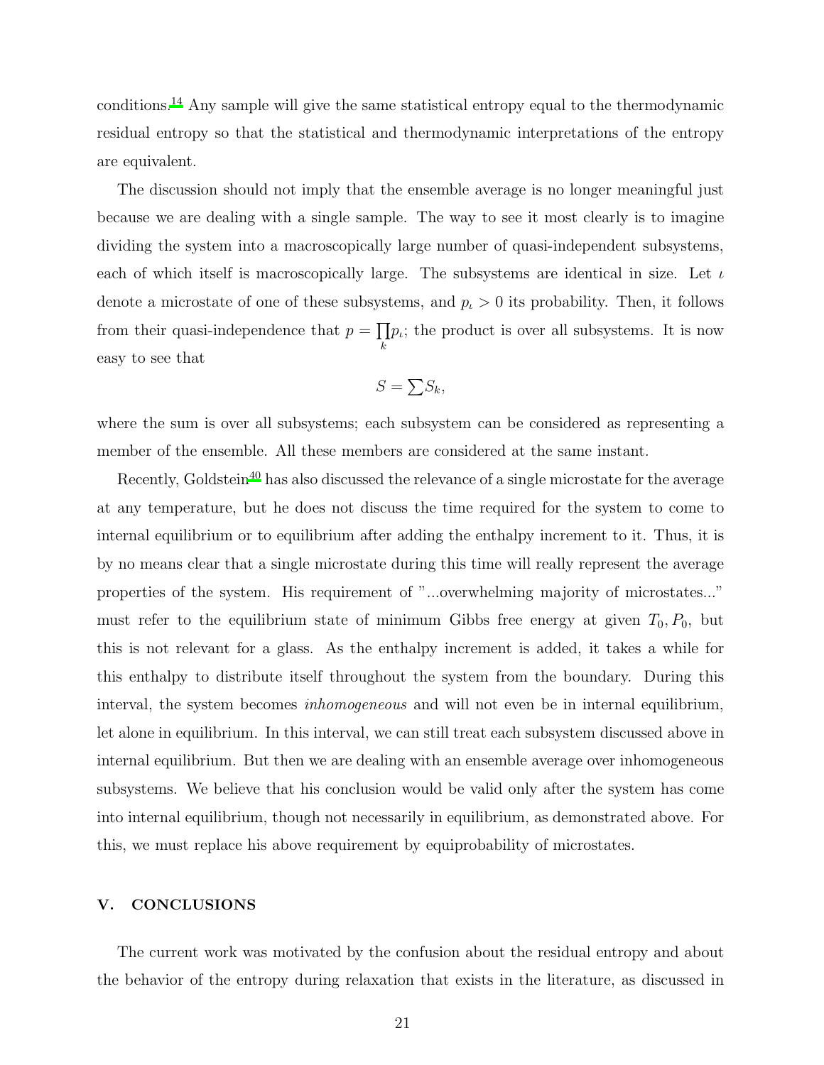conditions.[14] Any sample will give the same statistical entropy equal to the thermodynamic residual entropy so that the statistical and thermodynamic interpretations of the entropy are equivalent.

The discussion should not imply that the ensemble average is no longer meaningful just because we are dealing with a single sample. The way to see it most clearly is to imagine dividing the system into a macroscopically large number of quasi-independent subsystems, each of which itself is macroscopically large. The subsystems are identical in size. Let $\iota$ denote a microstate of one of these subsystems, and $p_\iota > 0$ its probability. Then, it follows from their quasi-independence that $p = \prod_k p_\iota$; the product is over all subsystems. It is now easy to see that

$$S = \sum S_k,$$

where the sum is over all subsystems; each subsystem can be considered as representing a member of the ensemble. All these members are considered at the same instant.

Recently, Goldstein[40] has also discussed the relevance of a single microstate for the average at any temperature, but he does not discuss the time required for the system to come to internal equilibrium or to equilibrium after adding the enthalpy increment to it. Thus, it is by no means clear that a single microstate during this time will really represent the average properties of the system. His requirement of "...overwhelming majority of microstates..." must refer to the equilibrium state of minimum Gibbs free energy at given $T_0, P_0$, but this is not relevant for a glass. As the enthalpy increment is added, it takes a while for this enthalpy to distribute itself throughout the system from the boundary. During this interval, the system becomes *inhomogeneous* and will not even be in internal equilibrium, let alone in equilibrium. In this interval, we can still treat each subsystem discussed above in internal equilibrium. But then we are dealing with an ensemble average over inhomogeneous subsystems. We believe that his conclusion would be valid only after the system has come into internal equilibrium, though not necessarily in equilibrium, as demonstrated above. For this, we must replace his above requirement by equiprobability of microstates.

## V. CONCLUSIONS

The current work was motivated by the confusion about the residual entropy and about the behavior of the entropy during relaxation that exists in the literature, as discussed in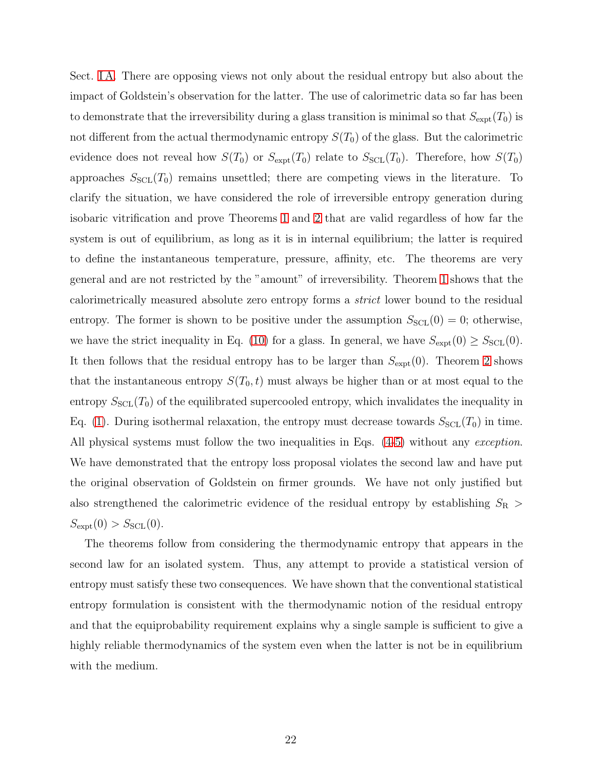Sect. I A. There are opposing views not only about the residual entropy but also about the impact of Goldstein's observation for the latter. The use of calorimetric data so far has been to demonstrate that the irreversibility during a glass transition is minimal so that $S_{\rm expt}(T_0)$ is not different from the actual thermodynamic entropy $S(T_0)$ of the glass. But the calorimetric evidence does not reveal how $S(T_0)$ or $S_{\rm expt}(T_0)$ relate to $S_{\rm SCL}(T_0)$. Therefore, how $S(T_0)$ approaches $S_{\rm SCL}(T_0)$ remains unsettled; there are competing views in the literature. To clarify the situation, we have considered the role of irreversible entropy generation during isobaric vitrification and prove Theorems 1 and 2 that are valid regardless of how far the system is out of equilibrium, as long as it is in internal equilibrium; the latter is required to define the instantaneous temperature, pressure, affinity, etc. The theorems are very general and are not restricted by the "amount" of irreversibility. Theorem 1 shows that the calorimetrically measured absolute zero entropy forms a *strict* lower bound to the residual entropy. The former is shown to be positive under the assumption $S_{\rm SCL}(0) = 0$; otherwise, we have the strict inequality in Eq. (10) for a glass. In general, we have $S_{\rm expt}(0) \geq S_{\rm SCL}(0)$. It then follows that the residual entropy has to be larger than $S_{\rm expt}(0)$. Theorem 2 shows that the instantaneous entropy $S(T_0, t)$ must always be higher than or at most equal to the entropy $S_{\rm SCL}(T_0)$ of the equilibrated supercooled entropy, which invalidates the inequality in Eq. (1). During isothermal relaxation, the entropy must decrease towards $S_{\rm SCL}(T_0)$ in time. All physical systems must follow the two inequalities in Eqs. (4-5) without any *exception*. We have demonstrated that the entropy loss proposal violates the second law and have put the original observation of Goldstein on firmer grounds. We have not only justified but also strengthened the calorimetric evidence of the residual entropy by establishing $S_{\rm R} > S_{\rm expt}(0) > S_{\rm SCL}(0)$.

The theorems follow from considering the thermodynamic entropy that appears in the second law for an isolated system. Thus, any attempt to provide a statistical version of entropy must satisfy these two consequences. We have shown that the conventional statistical entropy formulation is consistent with the thermodynamic notion of the residual entropy and that the equiprobability requirement explains why a single sample is sufficient to give a highly reliable thermodynamics of the system even when the latter is not be in equilibrium with the medium.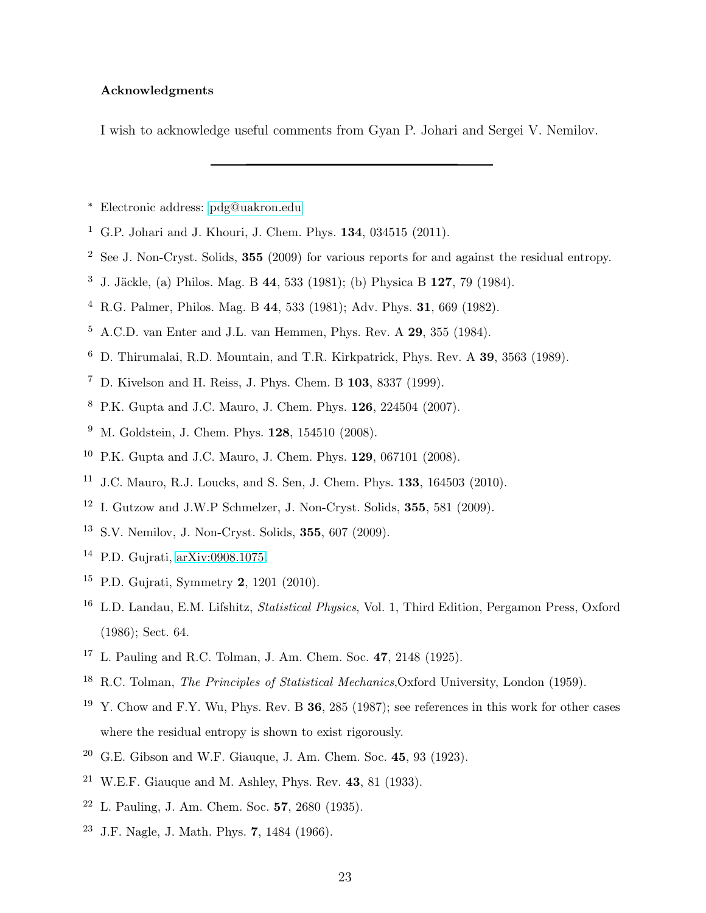**Acknowledgments**

I wish to acknowledge useful comments from Gyan P. Johari and Sergei V. Nemilov.

---

[*] Electronic address: pdg@uakron.edu

[1] G.P. Johari and J. Khouri, J. Chem. Phys. **134**, 034515 (2011).

[2] See J. Non-Cryst. Solids, **355** (2009) for various reports for and against the residual entropy.

[3] J. Jäckle, (a) Philos. Mag. B **44**, 533 (1981); (b) Physica B **127**, 79 (1984).

[4] R.G. Palmer, Philos. Mag. B **44**, 533 (1981); Adv. Phys. **31**, 669 (1982).

[5] A.C.D. van Enter and J.L. van Hemmen, Phys. Rev. A **29**, 355 (1984).

[6] D. Thirumalai, R.D. Mountain, and T.R. Kirkpatrick, Phys. Rev. A **39**, 3563 (1989).

[7] D. Kivelson and H. Reiss, J. Phys. Chem. B **103**, 8337 (1999).

[8] P.K. Gupta and J.C. Mauro, J. Chem. Phys. **126**, 224504 (2007).

[9] M. Goldstein, J. Chem. Phys. **128**, 154510 (2008).

[10] P.K. Gupta and J.C. Mauro, J. Chem. Phys. **129**, 067101 (2008).

[11] J.C. Mauro, R.J. Loucks, and S. Sen, J. Chem. Phys. **133**, 164503 (2010).

[12] I. Gutzow and J.W.P Schmelzer, J. Non-Cryst. Solids, **355**, 581 (2009).

[13] S.V. Nemilov, J. Non-Cryst. Solids, **355**, 607 (2009).

[14] P.D. Gujrati, arXiv:0908.1075.

[15] P.D. Gujrati, Symmetry **2**, 1201 (2010).

[16] L.D. Landau, E.M. Lifshitz, *Statistical Physics*, Vol. 1, Third Edition, Pergamon Press, Oxford (1986); Sect. 64.

[17] L. Pauling and R.C. Tolman, J. Am. Chem. Soc. **47**, 2148 (1925).

[18] R.C. Tolman, *The Principles of Statistical Mechanics*,Oxford University, London (1959).

[19] Y. Chow and F.Y. Wu, Phys. Rev. B **36**, 285 (1987); see references in this work for other cases where the residual entropy is shown to exist rigorously.

[20] G.E. Gibson and W.F. Giauque, J. Am. Chem. Soc. **45**, 93 (1923).

[21] W.E.F. Giauque and M. Ashley, Phys. Rev. **43**, 81 (1933).

[22] L. Pauling, J. Am. Chem. Soc. **57**, 2680 (1935).

[23] J.F. Nagle, J. Math. Phys. **7**, 1484 (1966).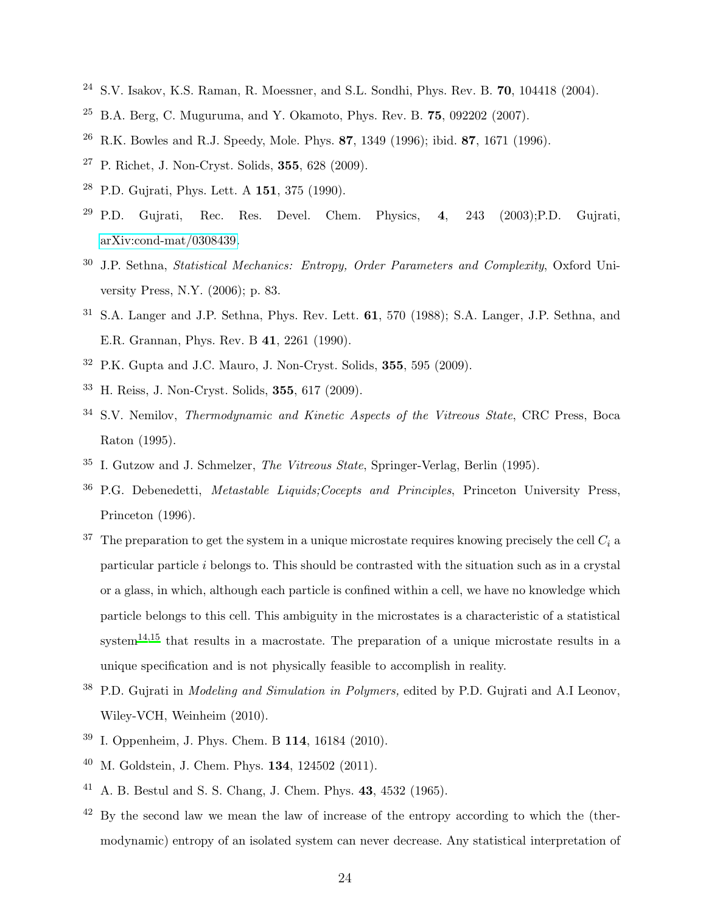[24] S.V. Isakov, K.S. Raman, R. Moessner, and S.L. Sondhi, Phys. Rev. B. **70**, 104418 (2004).

[25] B.A. Berg, C. Muguruma, and Y. Okamoto, Phys. Rev. B. **75**, 092202 (2007).

[26] R.K. Bowles and R.J. Speedy, Mole. Phys. **87**, 1349 (1996); ibid. **87**, 1671 (1996).

[27] P. Richet, J. Non-Cryst. Solids, **355**, 628 (2009).

[28] P.D. Gujrati, Phys. Lett. A **151**, 375 (1990).

[29] P.D. Gujrati, Rec. Res. Devel. Chem. Physics, **4**, 243 (2003);P.D. Gujrati, arXiv:cond-mat/0308439.

[30] J.P. Sethna, *Statistical Mechanics: Entropy, Order Parameters and Complexity*, Oxford University Press, N.Y. (2006); p. 83.

[31] S.A. Langer and J.P. Sethna, Phys. Rev. Lett. **61**, 570 (1988); S.A. Langer, J.P. Sethna, and E.R. Grannan, Phys. Rev. B **41**, 2261 (1990).

[32] P.K. Gupta and J.C. Mauro, J. Non-Cryst. Solids, **355**, 595 (2009).

[33] H. Reiss, J. Non-Cryst. Solids, **355**, 617 (2009).

[34] S.V. Nemilov, *Thermodynamic and Kinetic Aspects of the Vitreous State*, CRC Press, Boca Raton (1995).

[35] I. Gutzow and J. Schmelzer, *The Vitreous State*, Springer-Verlag, Berlin (1995).

[36] P.G. Debenedetti, *Metastable Liquids;Cocepts and Principles*, Princeton University Press, Princeton (1996).

[37] The preparation to get the system in a unique microstate requires knowing precisely the cell $C_i$ a particular particle $i$ belongs to. This should be contrasted with the situation such as in a crystal or a glass, in which, although each particle is confined within a cell, we have no knowledge which particle belongs to this cell. This ambiguity in the microstates is a characteristic of a statistical system[14,15] that results in a macrostate. The preparation of a unique microstate results in a unique specification and is not physically feasible to accomplish in reality.

[38] P.D. Gujrati in *Modeling and Simulation in Polymers,* edited by P.D. Gujrati and A.I Leonov, Wiley-VCH, Weinheim (2010).

[39] I. Oppenheim, J. Phys. Chem. B **114**, 16184 (2010).

[40] M. Goldstein, J. Chem. Phys. **134**, 124502 (2011).

[41] A. B. Bestul and S. S. Chang, J. Chem. Phys. **43**, 4532 (1965).

[42] By the second law we mean the law of increase of the entropy according to which the (thermodynamic) entropy of an isolated system can never decrease. Any statistical interpretation of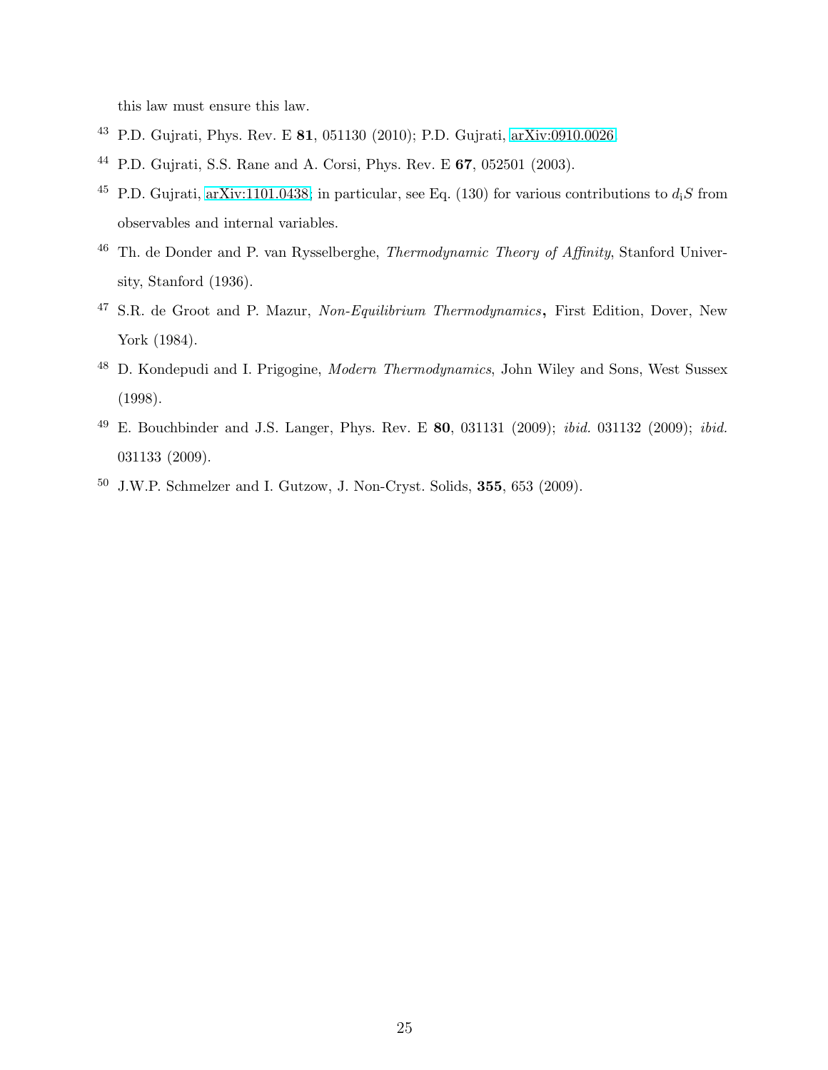this law must ensure this law.

[43] P.D. Gujrati, Phys. Rev. E **81**, 051130 (2010); P.D. Gujrati, arXiv:0910.0026.

[44] P.D. Gujrati, S.S. Rane and A. Corsi, Phys. Rev. E **67**, 052501 (2003).

[45] P.D. Gujrati, arXiv:1101.0438; in particular, see Eq. (130) for various contributions to $d_{\rm i}S$ from observables and internal variables.

[46] Th. de Donder and P. van Rysselberghe, *Thermodynamic Theory of Affinity*, Stanford University, Stanford (1936).

[47] S.R. de Groot and P. Mazur, *Non-Equilibrium Thermodynamics*, First Edition, Dover, New York (1984).

[48] D. Kondepudi and I. Prigogine, *Modern Thermodynamics*, John Wiley and Sons, West Sussex (1998).

[49] E. Bouchbinder and J.S. Langer, Phys. Rev. E **80**, 031131 (2009); *ibid.* 031132 (2009); *ibid.* 031133 (2009).

[50] J.W.P. Schmelzer and I. Gutzow, J. Non-Cryst. Solids, **355**, 653 (2009).